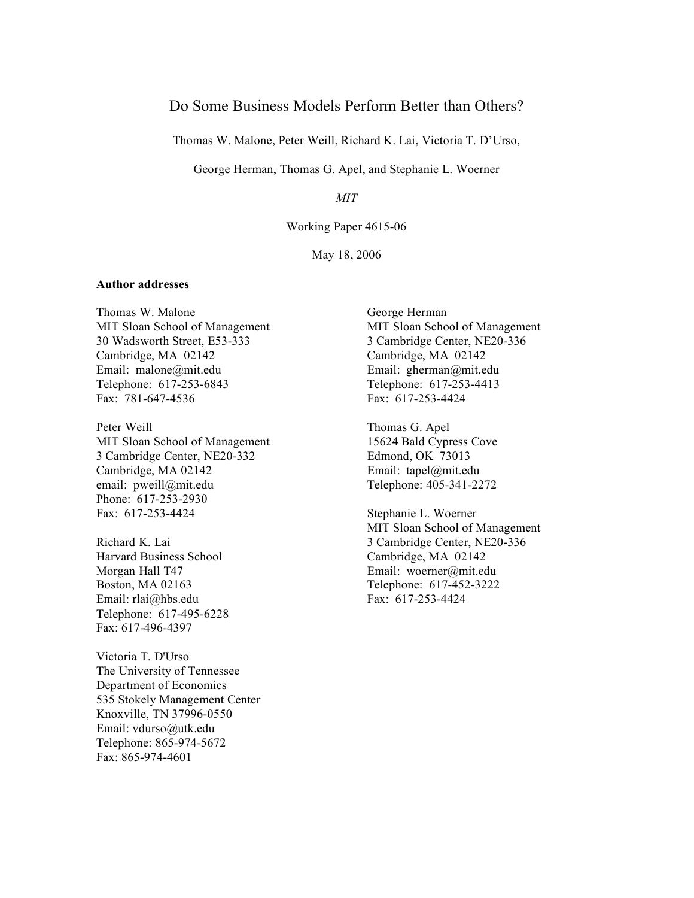# Do Some Business Models Perform Better than Others?

Thomas W. Malone, Peter Weill, Richard K. Lai, Victoria T. D'Urso,

George Herman, Thomas G. Apel, and Stephanie L. Woerner

*MIT*

Working Paper 4615-06

May 18, 2006

**Author addresses**

Thomas W. Malone
MIT Sloan School of Management
30 Wadsworth Street, E53-333
Cambridge, MA 02142
Email: malone@mit.edu
Telephone: 617-253-6843
Fax: 781-647-4536

Peter Weill
MIT Sloan School of Management
3 Cambridge Center, NE20-332
Cambridge, MA 02142
email: pweill@mit.edu
Phone: 617-253-2930
Fax: 617-253-4424

Richard K. Lai
Harvard Business School
Morgan Hall T47
Boston, MA 02163
Email: rlai@hbs.edu
Telephone: 617-495-6228
Fax: 617-496-4397

Victoria T. D'Urso
The University of Tennessee
Department of Economics
535 Stokely Management Center
Knoxville, TN 37996-0550
Email: vdurso@utk.edu
Telephone: 865-974-5672
Fax: 865-974-4601

George Herman
MIT Sloan School of Management
3 Cambridge Center, NE20-336
Cambridge, MA 02142
Email: gherman@mit.edu
Telephone: 617-253-4413
Fax: 617-253-4424

Thomas G. Apel
15624 Bald Cypress Cove
Edmond, OK 73013
Email: tapel@mit.edu
Telephone: 405-341-2272

Stephanie L. Woerner
MIT Sloan School of Management
3 Cambridge Center, NE20-336
Cambridge, MA 02142
Email: woerner@mit.edu
Telephone: 617-452-3222
Fax: 617-253-4424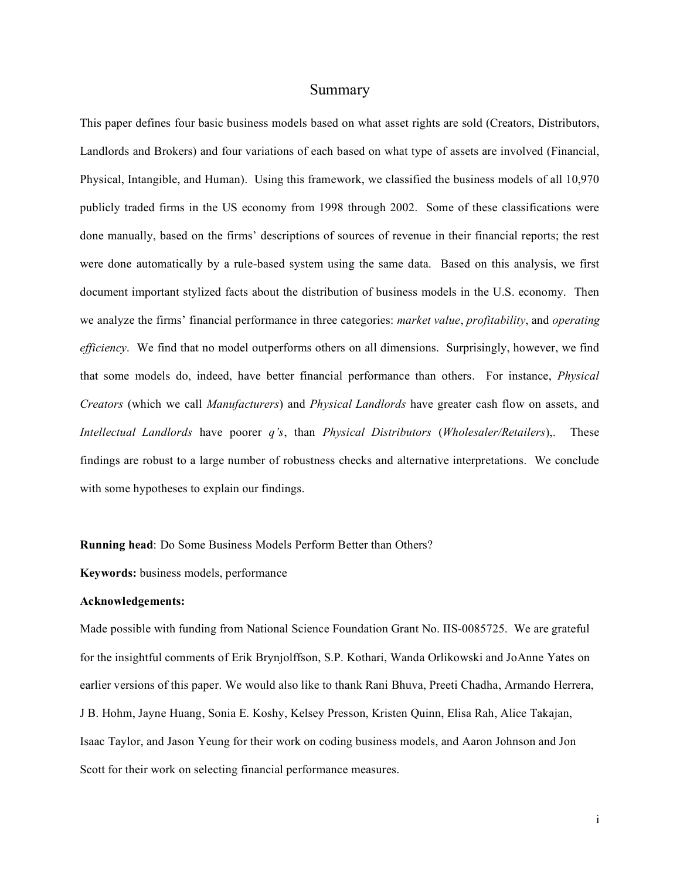# Summary

This paper defines four basic business models based on what asset rights are sold (Creators, Distributors, Landlords and Brokers) and four variations of each based on what type of assets are involved (Financial, Physical, Intangible, and Human). Using this framework, we classified the business models of all 10,970 publicly traded firms in the US economy from 1998 through 2002. Some of these classifications were done manually, based on the firms' descriptions of sources of revenue in their financial reports; the rest were done automatically by a rule-based system using the same data. Based on this analysis, we first document important stylized facts about the distribution of business models in the U.S. economy. Then we analyze the firms' financial performance in three categories: *market value*, *profitability*, and *operating efficiency*. We find that no model outperforms others on all dimensions. Surprisingly, however, we find that some models do, indeed, have better financial performance than others. For instance, *Physical Creators* (which we call *Manufacturers*) and *Physical Landlords* have greater cash flow on assets, and *Intellectual Landlords* have poorer *q's*, than *Physical Distributors* (*Wholesaler/Retailers*),. These findings are robust to a large number of robustness checks and alternative interpretations. We conclude with some hypotheses to explain our findings.

**Running head**: Do Some Business Models Perform Better than Others?

**Keywords:** business models, performance

**Acknowledgements:**

Made possible with funding from National Science Foundation Grant No. IIS-0085725. We are grateful for the insightful comments of Erik Brynjolffson, S.P. Kothari, Wanda Orlikowski and JoAnne Yates on earlier versions of this paper. We would also like to thank Rani Bhuva, Preeti Chadha, Armando Herrera, J B. Hohm, Jayne Huang, Sonia E. Koshy, Kelsey Presson, Kristen Quinn, Elisa Rah, Alice Takajan, Isaac Taylor, and Jason Yeung for their work on coding business models, and Aaron Johnson and Jon Scott for their work on selecting financial performance measures.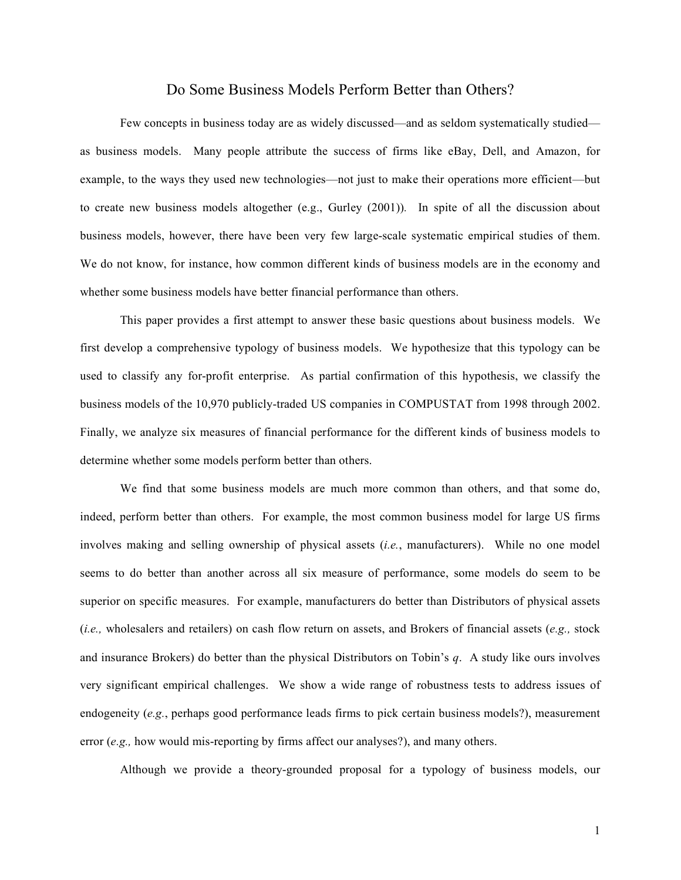# Do Some Business Models Perform Better than Others?

Few concepts in business today are as widely discussed—and as seldom systematically studied—as business models. Many people attribute the success of firms like eBay, Dell, and Amazon, for example, to the ways they used new technologies—not just to make their operations more efficient—but to create new business models altogether (e.g., Gurley (2001)). In spite of all the discussion about business models, however, there have been very few large-scale systematic empirical studies of them. We do not know, for instance, how common different kinds of business models are in the economy and whether some business models have better financial performance than others.

This paper provides a first attempt to answer these basic questions about business models. We first develop a comprehensive typology of business models. We hypothesize that this typology can be used to classify any for-profit enterprise. As partial confirmation of this hypothesis, we classify the business models of the 10,970 publicly-traded US companies in COMPUSTAT from 1998 through 2002. Finally, we analyze six measures of financial performance for the different kinds of business models to determine whether some models perform better than others.

We find that some business models are much more common than others, and that some do, indeed, perform better than others. For example, the most common business model for large US firms involves making and selling ownership of physical assets (*i.e.*, manufacturers). While no one model seems to do better than another across all six measure of performance, some models do seem to be superior on specific measures. For example, manufacturers do better than Distributors of physical assets (*i.e.,* wholesalers and retailers) on cash flow return on assets, and Brokers of financial assets (*e.g.,* stock and insurance Brokers) do better than the physical Distributors on Tobin's *q*. A study like ours involves very significant empirical challenges. We show a wide range of robustness tests to address issues of endogeneity (*e.g.*, perhaps good performance leads firms to pick certain business models?), measurement error (*e.g.,* how would mis-reporting by firms affect our analyses?), and many others.

Although we provide a theory-grounded proposal for a typology of business models, our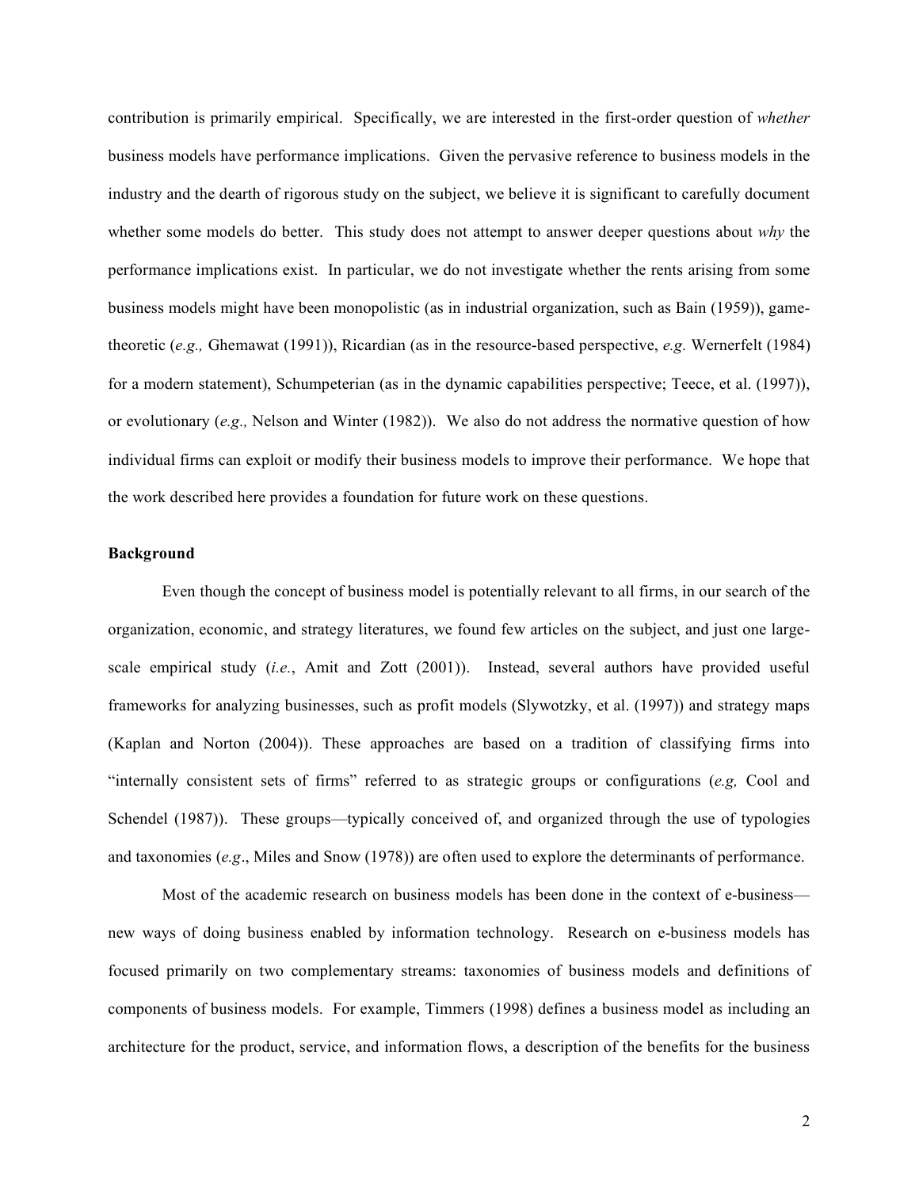contribution is primarily empirical. Specifically, we are interested in the first-order question of *whether* business models have performance implications. Given the pervasive reference to business models in the industry and the dearth of rigorous study on the subject, we believe it is significant to carefully document whether some models do better. This study does not attempt to answer deeper questions about *why* the performance implications exist. In particular, we do not investigate whether the rents arising from some business models might have been monopolistic (as in industrial organization, such as Bain (1959)), game-theoretic (*e.g.,* Ghemawat (1991)), Ricardian (as in the resource-based perspective, *e.g.* Wernerfelt (1984) for a modern statement), Schumpeterian (as in the dynamic capabilities perspective; Teece, et al. (1997)), or evolutionary (*e.g.,* Nelson and Winter (1982)). We also do not address the normative question of how individual firms can exploit or modify their business models to improve their performance. We hope that the work described here provides a foundation for future work on these questions.

**Background**

Even though the concept of business model is potentially relevant to all firms, in our search of the organization, economic, and strategy literatures, we found few articles on the subject, and just one large-scale empirical study (*i.e.*, Amit and Zott (2001)). Instead, several authors have provided useful frameworks for analyzing businesses, such as profit models (Slywotzky, et al. (1997)) and strategy maps (Kaplan and Norton (2004)). These approaches are based on a tradition of classifying firms into "internally consistent sets of firms" referred to as strategic groups or configurations (*e.g,* Cool and Schendel (1987)). These groups—typically conceived of, and organized through the use of typologies and taxonomies (*e.g*., Miles and Snow (1978)) are often used to explore the determinants of performance.

Most of the academic research on business models has been done in the context of e-business—new ways of doing business enabled by information technology. Research on e-business models has focused primarily on two complementary streams: taxonomies of business models and definitions of components of business models. For example, Timmers (1998) defines a business model as including an architecture for the product, service, and information flows, a description of the benefits for the business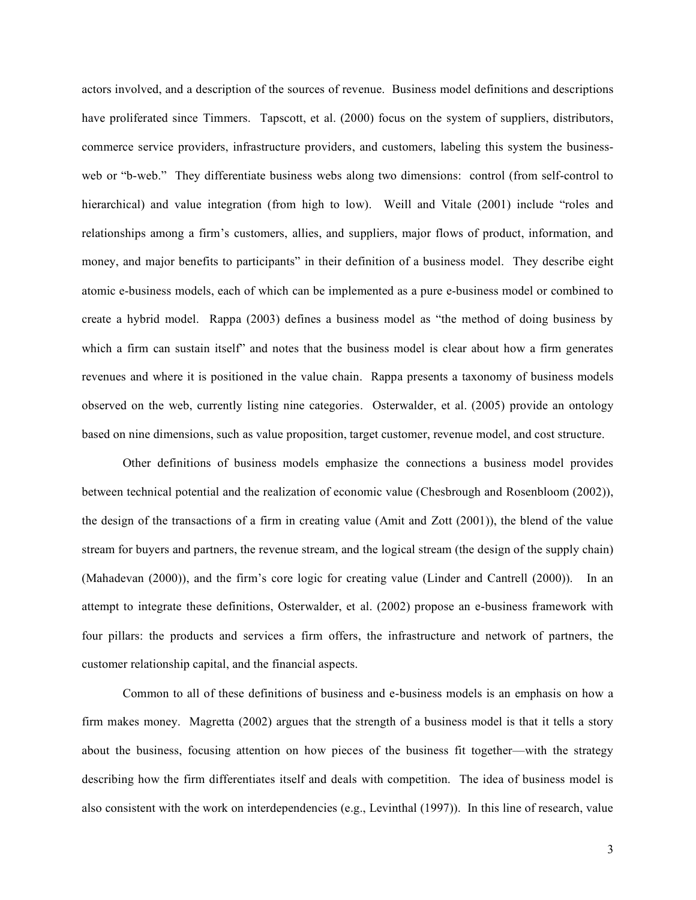actors involved, and a description of the sources of revenue. Business model definitions and descriptions have proliferated since Timmers. Tapscott, et al. (2000) focus on the system of suppliers, distributors, commerce service providers, infrastructure providers, and customers, labeling this system the business-web or "b-web." They differentiate business webs along two dimensions: control (from self-control to hierarchical) and value integration (from high to low). Weill and Vitale (2001) include "roles and relationships among a firm's customers, allies, and suppliers, major flows of product, information, and money, and major benefits to participants" in their definition of a business model. They describe eight atomic e-business models, each of which can be implemented as a pure e-business model or combined to create a hybrid model. Rappa (2003) defines a business model as "the method of doing business by which a firm can sustain itself" and notes that the business model is clear about how a firm generates revenues and where it is positioned in the value chain. Rappa presents a taxonomy of business models observed on the web, currently listing nine categories. Osterwalder, et al. (2005) provide an ontology based on nine dimensions, such as value proposition, target customer, revenue model, and cost structure.

Other definitions of business models emphasize the connections a business model provides between technical potential and the realization of economic value (Chesbrough and Rosenbloom (2002)), the design of the transactions of a firm in creating value (Amit and Zott (2001)), the blend of the value stream for buyers and partners, the revenue stream, and the logical stream (the design of the supply chain) (Mahadevan (2000)), and the firm's core logic for creating value (Linder and Cantrell (2000)). In an attempt to integrate these definitions, Osterwalder, et al. (2002) propose an e-business framework with four pillars: the products and services a firm offers, the infrastructure and network of partners, the customer relationship capital, and the financial aspects.

Common to all of these definitions of business and e-business models is an emphasis on how a firm makes money. Magretta (2002) argues that the strength of a business model is that it tells a story about the business, focusing attention on how pieces of the business fit together—with the strategy describing how the firm differentiates itself and deals with competition. The idea of business model is also consistent with the work on interdependencies (e.g., Levinthal (1997)). In this line of research, value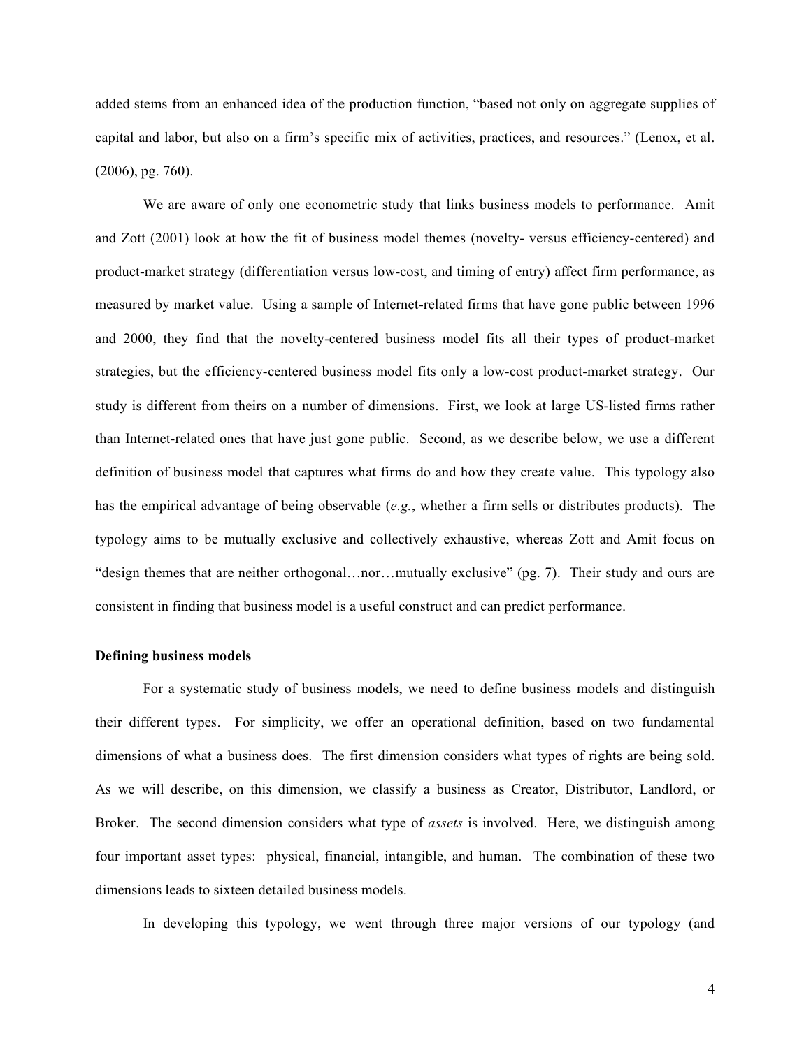added stems from an enhanced idea of the production function, "based not only on aggregate supplies of capital and labor, but also on a firm's specific mix of activities, practices, and resources." (Lenox, et al. (2006), pg. 760).

We are aware of only one econometric study that links business models to performance. Amit and Zott (2001) look at how the fit of business model themes (novelty- versus efficiency-centered) and product-market strategy (differentiation versus low-cost, and timing of entry) affect firm performance, as measured by market value. Using a sample of Internet-related firms that have gone public between 1996 and 2000, they find that the novelty-centered business model fits all their types of product-market strategies, but the efficiency-centered business model fits only a low-cost product-market strategy. Our study is different from theirs on a number of dimensions. First, we look at large US-listed firms rather than Internet-related ones that have just gone public. Second, as we describe below, we use a different definition of business model that captures what firms do and how they create value. This typology also has the empirical advantage of being observable (*e.g.*, whether a firm sells or distributes products). The typology aims to be mutually exclusive and collectively exhaustive, whereas Zott and Amit focus on "design themes that are neither orthogonal…nor…mutually exclusive" (pg. 7). Their study and ours are consistent in finding that business model is a useful construct and can predict performance.

**Defining business models**

For a systematic study of business models, we need to define business models and distinguish their different types. For simplicity, we offer an operational definition, based on two fundamental dimensions of what a business does. The first dimension considers what types of rights are being sold. As we will describe, on this dimension, we classify a business as Creator, Distributor, Landlord, or Broker. The second dimension considers what type of *assets* is involved. Here, we distinguish among four important asset types: physical, financial, intangible, and human. The combination of these two dimensions leads to sixteen detailed business models.

In developing this typology, we went through three major versions of our typology (and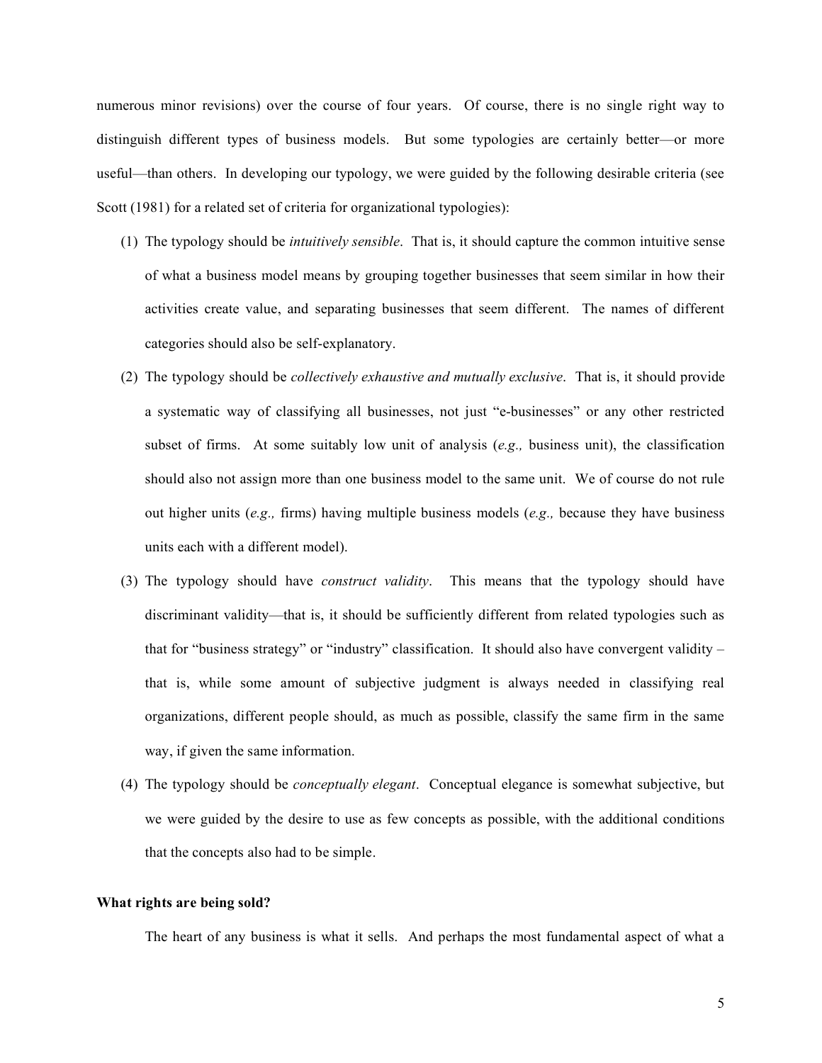numerous minor revisions) over the course of four years. Of course, there is no single right way to distinguish different types of business models. But some typologies are certainly better—or more useful—than others. In developing our typology, we were guided by the following desirable criteria (see Scott (1981) for a related set of criteria for organizational typologies):

(1) The typology should be *intuitively sensible*. That is, it should capture the common intuitive sense of what a business model means by grouping together businesses that seem similar in how their activities create value, and separating businesses that seem different. The names of different categories should also be self-explanatory.

(2) The typology should be *collectively exhaustive and mutually exclusive*. That is, it should provide a systematic way of classifying all businesses, not just "e-businesses" or any other restricted subset of firms. At some suitably low unit of analysis (*e.g.,* business unit), the classification should also not assign more than one business model to the same unit. We of course do not rule out higher units (*e.g.,* firms) having multiple business models (*e.g.,* because they have business units each with a different model).

(3) The typology should have *construct validity*. This means that the typology should have discriminant validity—that is, it should be sufficiently different from related typologies such as that for "business strategy" or "industry" classification. It should also have convergent validity – that is, while some amount of subjective judgment is always needed in classifying real organizations, different people should, as much as possible, classify the same firm in the same way, if given the same information.

(4) The typology should be *conceptually elegant*. Conceptual elegance is somewhat subjective, but we were guided by the desire to use as few concepts as possible, with the additional conditions that the concepts also had to be simple.

**What rights are being sold?**

The heart of any business is what it sells. And perhaps the most fundamental aspect of what a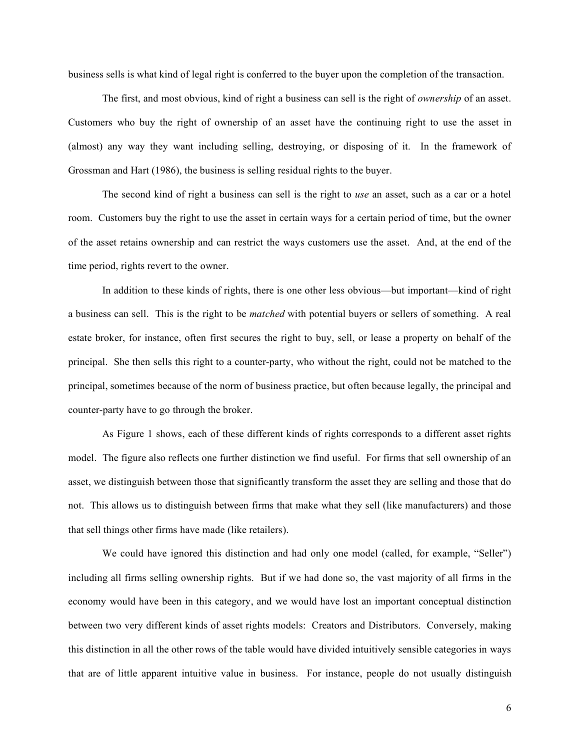business sells is what kind of legal right is conferred to the buyer upon the completion of the transaction.

The first, and most obvious, kind of right a business can sell is the right of *ownership* of an asset. Customers who buy the right of ownership of an asset have the continuing right to use the asset in (almost) any way they want including selling, destroying, or disposing of it. In the framework of Grossman and Hart (1986), the business is selling residual rights to the buyer.

The second kind of right a business can sell is the right to *use* an asset, such as a car or a hotel room. Customers buy the right to use the asset in certain ways for a certain period of time, but the owner of the asset retains ownership and can restrict the ways customers use the asset. And, at the end of the time period, rights revert to the owner.

In addition to these kinds of rights, there is one other less obvious—but important—kind of right a business can sell. This is the right to be *matched* with potential buyers or sellers of something. A real estate broker, for instance, often first secures the right to buy, sell, or lease a property on behalf of the principal. She then sells this right to a counter-party, who without the right, could not be matched to the principal, sometimes because of the norm of business practice, but often because legally, the principal and counter-party have to go through the broker.

As Figure 1 shows, each of these different kinds of rights corresponds to a different asset rights model. The figure also reflects one further distinction we find useful. For firms that sell ownership of an asset, we distinguish between those that significantly transform the asset they are selling and those that do not. This allows us to distinguish between firms that make what they sell (like manufacturers) and those that sell things other firms have made (like retailers).

We could have ignored this distinction and had only one model (called, for example, "Seller") including all firms selling ownership rights. But if we had done so, the vast majority of all firms in the economy would have been in this category, and we would have lost an important conceptual distinction between two very different kinds of asset rights models: Creators and Distributors. Conversely, making this distinction in all the other rows of the table would have divided intuitively sensible categories in ways that are of little apparent intuitive value in business. For instance, people do not usually distinguish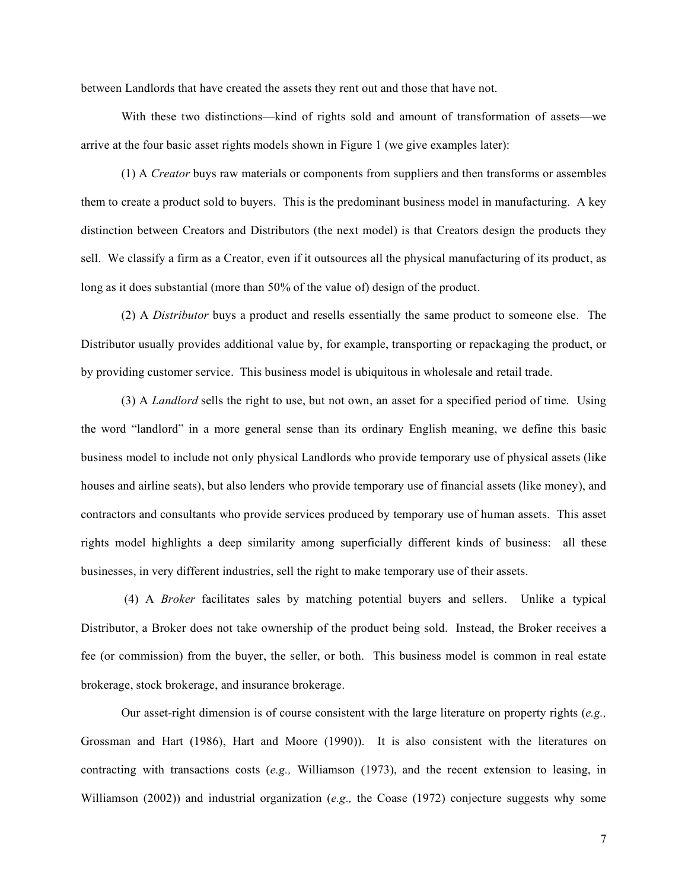between Landlords that have created the assets they rent out and those that have not.

With these two distinctions—kind of rights sold and amount of transformation of assets—we arrive at the four basic asset rights models shown in Figure 1 (we give examples later):

(1) A *Creator* buys raw materials or components from suppliers and then transforms or assembles them to create a product sold to buyers. This is the predominant business model in manufacturing. A key distinction between Creators and Distributors (the next model) is that Creators design the products they sell. We classify a firm as a Creator, even if it outsources all the physical manufacturing of its product, as long as it does substantial (more than 50% of the value of) design of the product.

(2) A *Distributor* buys a product and resells essentially the same product to someone else. The Distributor usually provides additional value by, for example, transporting or repackaging the product, or by providing customer service. This business model is ubiquitous in wholesale and retail trade.

(3) A *Landlord* sells the right to use, but not own, an asset for a specified period of time. Using the word "landlord" in a more general sense than its ordinary English meaning, we define this basic business model to include not only physical Landlords who provide temporary use of physical assets (like houses and airline seats), but also lenders who provide temporary use of financial assets (like money), and contractors and consultants who provide services produced by temporary use of human assets. This asset rights model highlights a deep similarity among superficially different kinds of business: all these businesses, in very different industries, sell the right to make temporary use of their assets.

(4) A *Broker* facilitates sales by matching potential buyers and sellers. Unlike a typical Distributor, a Broker does not take ownership of the product being sold. Instead, the Broker receives a fee (or commission) from the buyer, the seller, or both. This business model is common in real estate brokerage, stock brokerage, and insurance brokerage.

Our asset-right dimension is of course consistent with the large literature on property rights (*e.g.,* Grossman and Hart (1986), Hart and Moore (1990)). It is also consistent with the literatures on contracting with transactions costs (*e.g.,* Williamson (1973), and the recent extension to leasing, in Williamson (2002)) and industrial organization (*e.g.,* the Coase (1972) conjecture suggests why some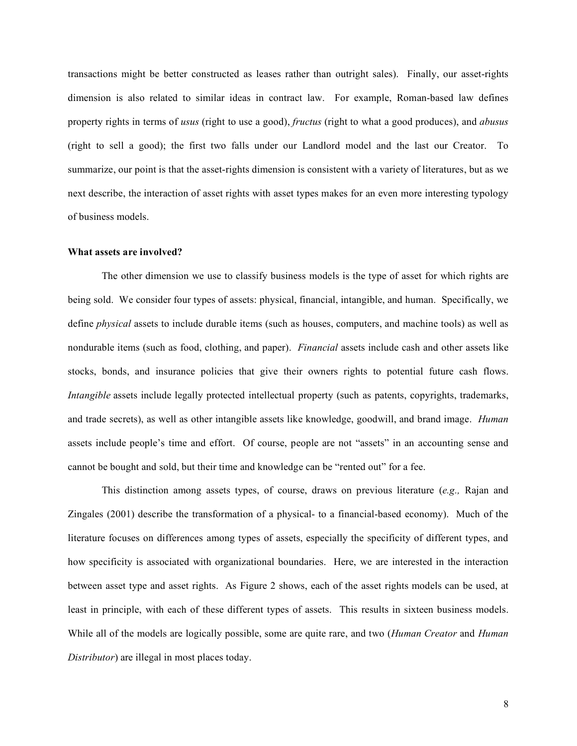transactions might be better constructed as leases rather than outright sales). Finally, our asset-rights dimension is also related to similar ideas in contract law. For example, Roman-based law defines property rights in terms of *usus* (right to use a good), *fructus* (right to what a good produces), and *abusus* (right to sell a good); the first two falls under our Landlord model and the last our Creator. To summarize, our point is that the asset-rights dimension is consistent with a variety of literatures, but as we next describe, the interaction of asset rights with asset types makes for an even more interesting typology of business models.

**What assets are involved?**

The other dimension we use to classify business models is the type of asset for which rights are being sold. We consider four types of assets: physical, financial, intangible, and human. Specifically, we define *physical* assets to include durable items (such as houses, computers, and machine tools) as well as nondurable items (such as food, clothing, and paper). *Financial* assets include cash and other assets like stocks, bonds, and insurance policies that give their owners rights to potential future cash flows. *Intangible* assets include legally protected intellectual property (such as patents, copyrights, trademarks, and trade secrets), as well as other intangible assets like knowledge, goodwill, and brand image. *Human* assets include people's time and effort. Of course, people are not "assets" in an accounting sense and cannot be bought and sold, but their time and knowledge can be "rented out" for a fee.

This distinction among assets types, of course, draws on previous literature (*e.g.,* Rajan and Zingales (2001) describe the transformation of a physical- to a financial-based economy). Much of the literature focuses on differences among types of assets, especially the specificity of different types, and how specificity is associated with organizational boundaries. Here, we are interested in the interaction between asset type and asset rights. As Figure 2 shows, each of the asset rights models can be used, at least in principle, with each of these different types of assets. This results in sixteen business models. While all of the models are logically possible, some are quite rare, and two (*Human Creator* and *Human Distributor*) are illegal in most places today.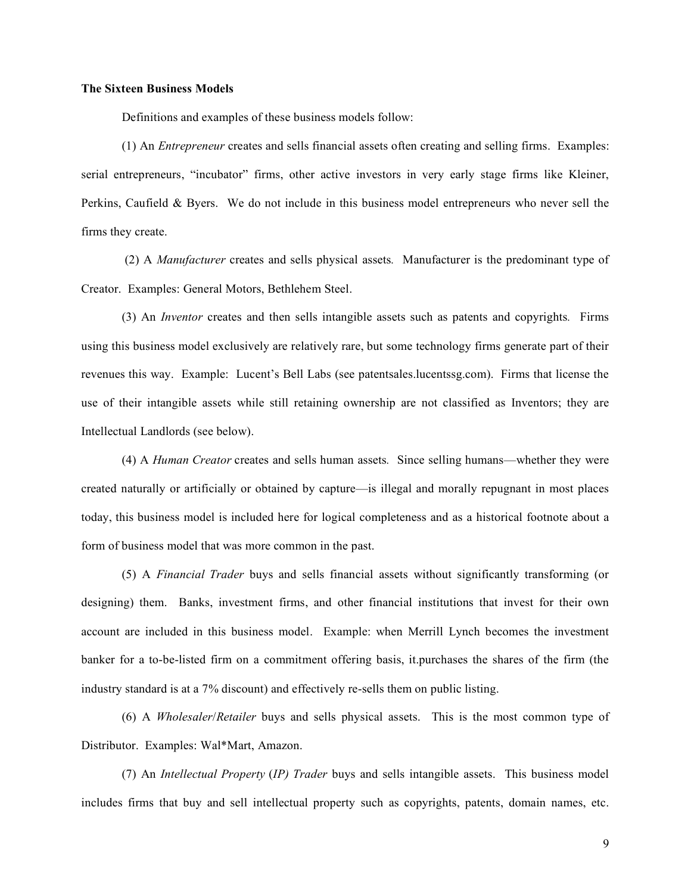**The Sixteen Business Models**

Definitions and examples of these business models follow:

(1) An *Entrepreneur* creates and sells financial assets often creating and selling firms. Examples: serial entrepreneurs, "incubator" firms, other active investors in very early stage firms like Kleiner, Perkins, Caufield & Byers. We do not include in this business model entrepreneurs who never sell the firms they create.

(2) A *Manufacturer* creates and sells physical assets. Manufacturer is the predominant type of Creator. Examples: General Motors, Bethlehem Steel.

(3) An *Inventor* creates and then sells intangible assets such as patents and copyrights. Firms using this business model exclusively are relatively rare, but some technology firms generate part of their revenues this way. Example: Lucent's Bell Labs (see patentsales.lucentssg.com). Firms that license the use of their intangible assets while still retaining ownership are not classified as Inventors; they are Intellectual Landlords (see below).

(4) A *Human Creator* creates and sells human assets. Since selling humans—whether they were created naturally or artificially or obtained by capture—is illegal and morally repugnant in most places today, this business model is included here for logical completeness and as a historical footnote about a form of business model that was more common in the past.

(5) A *Financial Trader* buys and sells financial assets without significantly transforming (or designing) them. Banks, investment firms, and other financial institutions that invest for their own account are included in this business model. Example: when Merrill Lynch becomes the investment banker for a to-be-listed firm on a commitment offering basis, it.purchases the shares of the firm (the industry standard is at a 7% discount) and effectively re-sells them on public listing.

(6) A *Wholesaler/Retailer* buys and sells physical assets. This is the most common type of Distributor. Examples: Wal*Mart, Amazon.

(7) An *Intellectual Property (IP) Trader* buys and sells intangible assets. This business model includes firms that buy and sell intellectual property such as copyrights, patents, domain names, etc.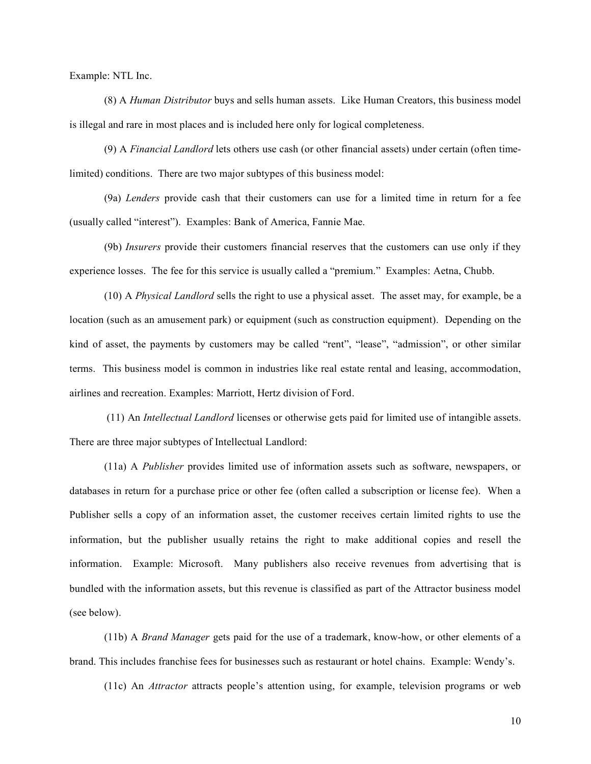Example: NTL Inc.

(8) A *Human Distributor* buys and sells human assets. Like Human Creators, this business model is illegal and rare in most places and is included here only for logical completeness.

(9) A *Financial Landlord* lets others use cash (or other financial assets) under certain (often time-limited) conditions. There are two major subtypes of this business model:

(9a) *Lenders* provide cash that their customers can use for a limited time in return for a fee (usually called "interest"). Examples: Bank of America, Fannie Mae.

(9b) *Insurers* provide their customers financial reserves that the customers can use only if they experience losses. The fee for this service is usually called a "premium." Examples: Aetna, Chubb.

(10) A *Physical Landlord* sells the right to use a physical asset. The asset may, for example, be a location (such as an amusement park) or equipment (such as construction equipment). Depending on the kind of asset, the payments by customers may be called "rent", "lease", "admission", or other similar terms. This business model is common in industries like real estate rental and leasing, accommodation, airlines and recreation. Examples: Marriott, Hertz division of Ford.

(11) An *Intellectual Landlord* licenses or otherwise gets paid for limited use of intangible assets. There are three major subtypes of Intellectual Landlord:

(11a) A *Publisher* provides limited use of information assets such as software, newspapers, or databases in return for a purchase price or other fee (often called a subscription or license fee). When a Publisher sells a copy of an information asset, the customer receives certain limited rights to use the information, but the publisher usually retains the right to make additional copies and resell the information. Example: Microsoft. Many publishers also receive revenues from advertising that is bundled with the information assets, but this revenue is classified as part of the Attractor business model (see below).

(11b) A *Brand Manager* gets paid for the use of a trademark, know-how, or other elements of a brand. This includes franchise fees for businesses such as restaurant or hotel chains. Example: Wendy's.

(11c) An *Attractor* attracts people's attention using, for example, television programs or web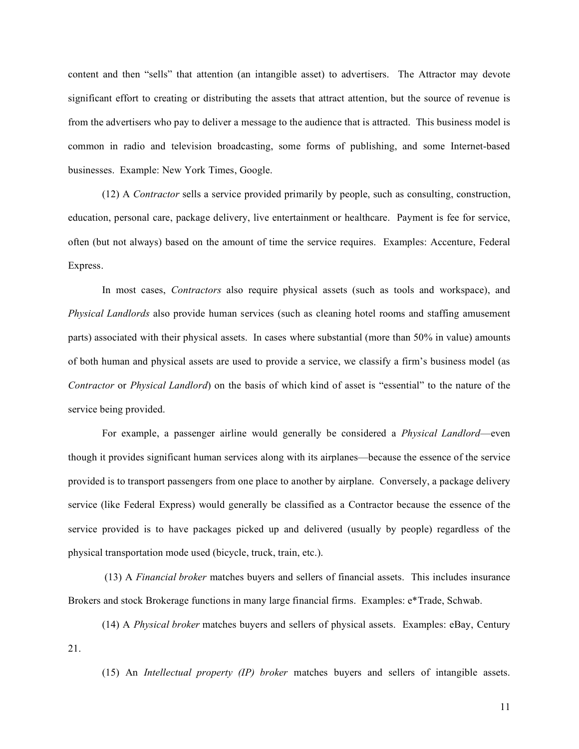content and then "sells" that attention (an intangible asset) to advertisers. The Attractor may devote significant effort to creating or distributing the assets that attract attention, but the source of revenue is from the advertisers who pay to deliver a message to the audience that is attracted. This business model is common in radio and television broadcasting, some forms of publishing, and some Internet-based businesses. Example: New York Times, Google.

(12) A *Contractor* sells a service provided primarily by people, such as consulting, construction, education, personal care, package delivery, live entertainment or healthcare. Payment is fee for service, often (but not always) based on the amount of time the service requires. Examples: Accenture, Federal Express.

In most cases, *Contractors* also require physical assets (such as tools and workspace), and *Physical Landlords* also provide human services (such as cleaning hotel rooms and staffing amusement parts) associated with their physical assets. In cases where substantial (more than 50% in value) amounts of both human and physical assets are used to provide a service, we classify a firm's business model (as *Contractor* or *Physical Landlord*) on the basis of which kind of asset is "essential" to the nature of the service being provided.

For example, a passenger airline would generally be considered a *Physical Landlord*—even though it provides significant human services along with its airplanes—because the essence of the service provided is to transport passengers from one place to another by airplane. Conversely, a package delivery service (like Federal Express) would generally be classified as a Contractor because the essence of the service provided is to have packages picked up and delivered (usually by people) regardless of the physical transportation mode used (bicycle, truck, train, etc.).

(13) A *Financial broker* matches buyers and sellers of financial assets. This includes insurance Brokers and stock Brokerage functions in many large financial firms. Examples: e*Trade, Schwab.

(14) A *Physical broker* matches buyers and sellers of physical assets. Examples: eBay, Century 21.

(15) An *Intellectual property (IP) broker* matches buyers and sellers of intangible assets.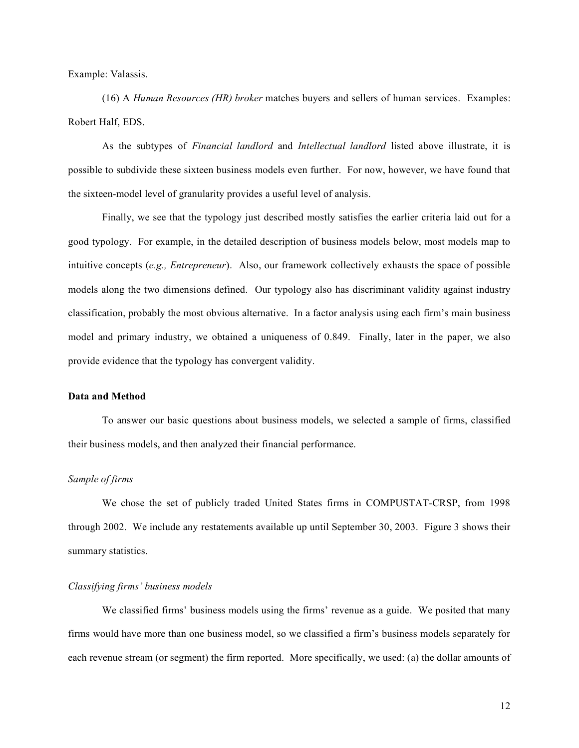Example: Valassis.

(16) A *Human Resources (HR) broker* matches buyers and sellers of human services. Examples: Robert Half, EDS.

As the subtypes of *Financial landlord* and *Intellectual landlord* listed above illustrate, it is possible to subdivide these sixteen business models even further. For now, however, we have found that the sixteen-model level of granularity provides a useful level of analysis.

Finally, we see that the typology just described mostly satisfies the earlier criteria laid out for a good typology. For example, in the detailed description of business models below, most models map to intuitive concepts (*e.g., Entrepreneur*). Also, our framework collectively exhausts the space of possible models along the two dimensions defined. Our typology also has discriminant validity against industry classification, probably the most obvious alternative. In a factor analysis using each firm's main business model and primary industry, we obtained a uniqueness of 0.849. Finally, later in the paper, we also provide evidence that the typology has convergent validity.

**Data and Method**

To answer our basic questions about business models, we selected a sample of firms, classified their business models, and then analyzed their financial performance.

*Sample of firms*

We chose the set of publicly traded United States firms in COMPUSTAT-CRSP, from 1998 through 2002. We include any restatements available up until September 30, 2003. Figure 3 shows their summary statistics.

*Classifying firms' business models*

We classified firms' business models using the firms' revenue as a guide. We posited that many firms would have more than one business model, so we classified a firm's business models separately for each revenue stream (or segment) the firm reported. More specifically, we used: (a) the dollar amounts of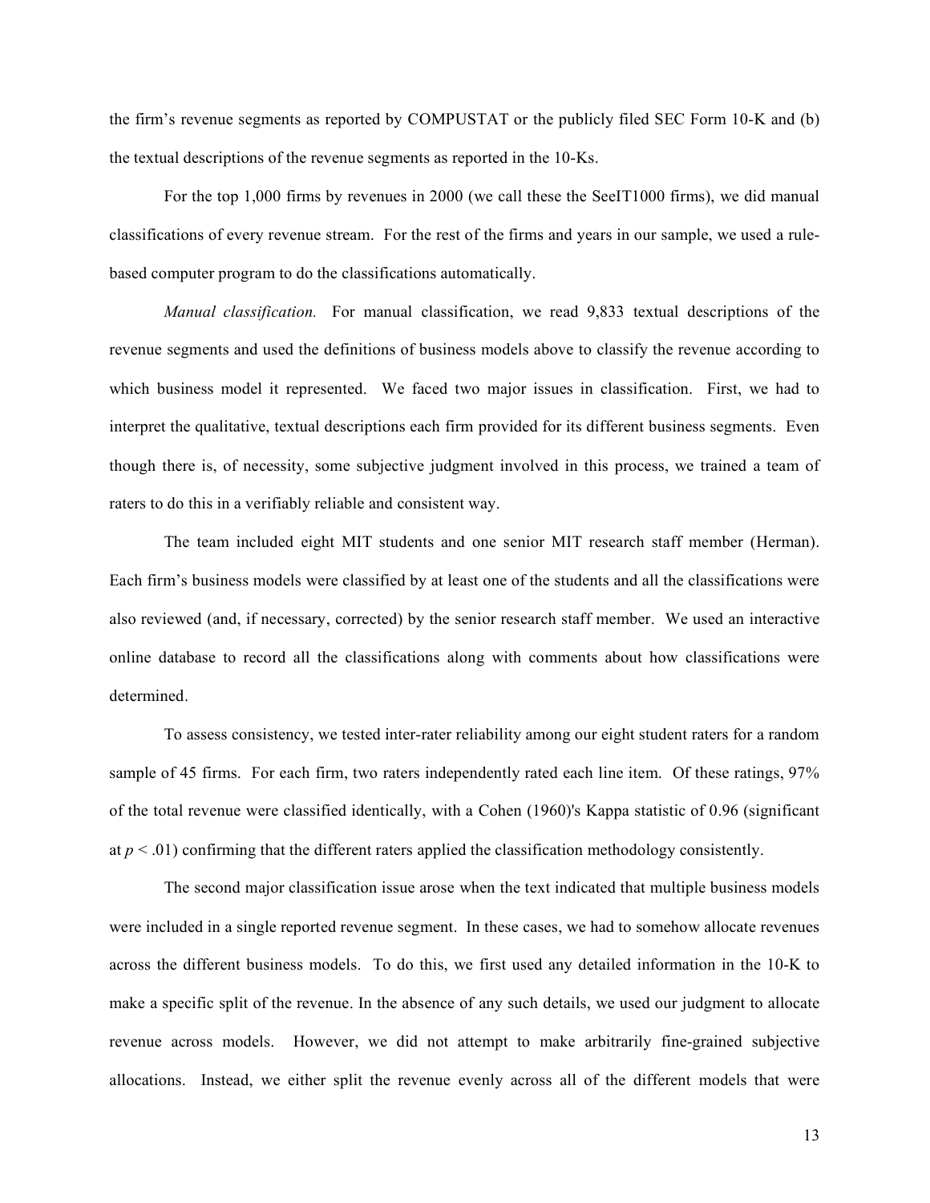the firm's revenue segments as reported by COMPUSTAT or the publicly filed SEC Form 10-K and (b) the textual descriptions of the revenue segments as reported in the 10-Ks.

For the top 1,000 firms by revenues in 2000 (we call these the SeeIT1000 firms), we did manual classifications of every revenue stream. For the rest of the firms and years in our sample, we used a rule-based computer program to do the classifications automatically.

*Manual classification.* For manual classification, we read 9,833 textual descriptions of the revenue segments and used the definitions of business models above to classify the revenue according to which business model it represented. We faced two major issues in classification. First, we had to interpret the qualitative, textual descriptions each firm provided for its different business segments. Even though there is, of necessity, some subjective judgment involved in this process, we trained a team of raters to do this in a verifiably reliable and consistent way.

The team included eight MIT students and one senior MIT research staff member (Herman). Each firm's business models were classified by at least one of the students and all the classifications were also reviewed (and, if necessary, corrected) by the senior research staff member. We used an interactive online database to record all the classifications along with comments about how classifications were determined.

To assess consistency, we tested inter-rater reliability among our eight student raters for a random sample of 45 firms. For each firm, two raters independently rated each line item. Of these ratings, 97% of the total revenue were classified identically, with a Cohen (1960)'s Kappa statistic of 0.96 (significant at $p < .01$) confirming that the different raters applied the classification methodology consistently.

The second major classification issue arose when the text indicated that multiple business models were included in a single reported revenue segment. In these cases, we had to somehow allocate revenues across the different business models. To do this, we first used any detailed information in the 10-K to make a specific split of the revenue. In the absence of any such details, we used our judgment to allocate revenue across models. However, we did not attempt to make arbitrarily fine-grained subjective allocations. Instead, we either split the revenue evenly across all of the different models that were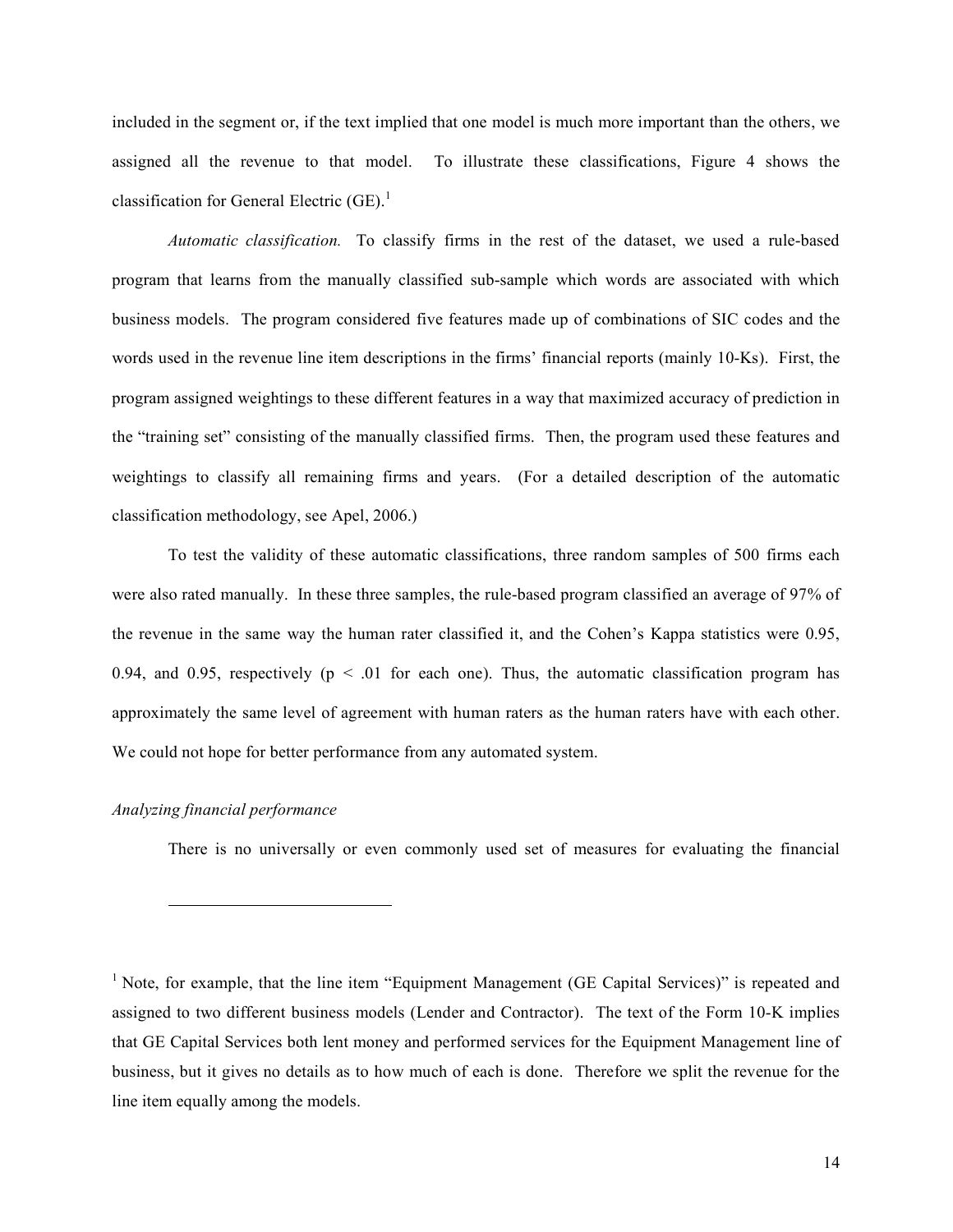included in the segment or, if the text implied that one model is much more important than the others, we assigned all the revenue to that model. To illustrate these classifications, Figure 4 shows the classification for General Electric (GE).[1]

*Automatic classification.* To classify firms in the rest of the dataset, we used a rule-based program that learns from the manually classified sub-sample which words are associated with which business models. The program considered five features made up of combinations of SIC codes and the words used in the revenue line item descriptions in the firms' financial reports (mainly 10-Ks). First, the program assigned weightings to these different features in a way that maximized accuracy of prediction in the "training set" consisting of the manually classified firms. Then, the program used these features and weightings to classify all remaining firms and years. (For a detailed description of the automatic classification methodology, see Apel, 2006.)

To test the validity of these automatic classifications, three random samples of 500 firms each were also rated manually. In these three samples, the rule-based program classified an average of 97% of the revenue in the same way the human rater classified it, and the Cohen's Kappa statistics were 0.95, 0.94, and 0.95, respectively ($p < .01$ for each one). Thus, the automatic classification program has approximately the same level of agreement with human raters as the human raters have with each other. We could not hope for better performance from any automated system.

*Analyzing financial performance*

There is no universally or even commonly used set of measures for evaluating the financial

---

[1] Note, for example, that the line item "Equipment Management (GE Capital Services)" is repeated and assigned to two different business models (Lender and Contractor). The text of the Form 10-K implies that GE Capital Services both lent money and performed services for the Equipment Management line of business, but it gives no details as to how much of each is done. Therefore we split the revenue for the line item equally among the models.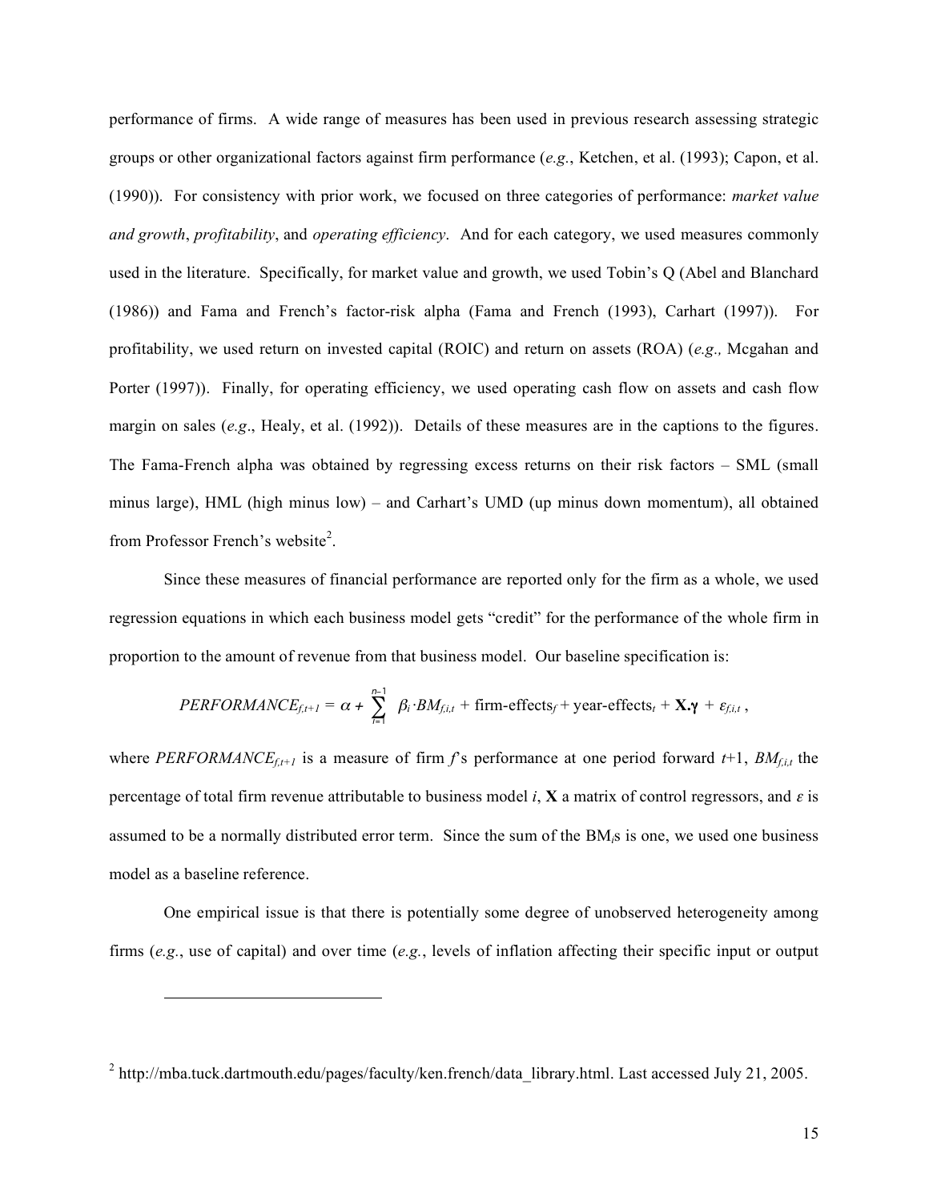performance of firms. A wide range of measures has been used in previous research assessing strategic groups or other organizational factors against firm performance (*e.g.*, Ketchen, et al. (1993); Capon, et al. (1990)). For consistency with prior work, we focused on three categories of performance: *market value and growth*, *profitability*, and *operating efficiency*. And for each category, we used measures commonly used in the literature. Specifically, for market value and growth, we used Tobin's Q (Abel and Blanchard (1986)) and Fama and French's factor-risk alpha (Fama and French (1993), Carhart (1997)). For profitability, we used return on invested capital (ROIC) and return on assets (ROA) (*e.g.,* Mcgahan and Porter (1997)). Finally, for operating efficiency, we used operating cash flow on assets and cash flow margin on sales (*e.g*., Healy, et al. (1992)). Details of these measures are in the captions to the figures. The Fama-French alpha was obtained by regressing excess returns on their risk factors – SML (small minus large), HML (high minus low) – and Carhart's UMD (up minus down momentum), all obtained from Professor French's website[2].

Since these measures of financial performance are reported only for the firm as a whole, we used regression equations in which each business model gets "credit" for the performance of the whole firm in proportion to the amount of revenue from that business model. Our baseline specification is:

$$PERFORMANCE_{f,t+1} = \alpha + \sum_{i=1}^{n-1} \beta_i \cdot BM_{f,i,t} + \text{firm-effects}_f + \text{year-effects}_t + \mathbf{X}.\boldsymbol{\gamma} + \varepsilon_{f,i,t}\,,$$

where $PERFORMANCE_{f,t+1}$ is a measure of firm $f$'s performance at one period forward $t$+1, $BM_{f,i,t}$ the percentage of total firm revenue attributable to business model $i$, $\mathbf{X}$ a matrix of control regressors, and $\varepsilon$ is assumed to be a normally distributed error term. Since the sum of the $BM_i$s is one, we used one business model as a baseline reference.

One empirical issue is that there is potentially some degree of unobserved heterogeneity among firms (*e.g.*, use of capital) and over time (*e.g.*, levels of inflation affecting their specific input or output

[2] http://mba.tuck.dartmouth.edu/pages/faculty/ken.french/data_library.html. Last accessed July 21, 2005.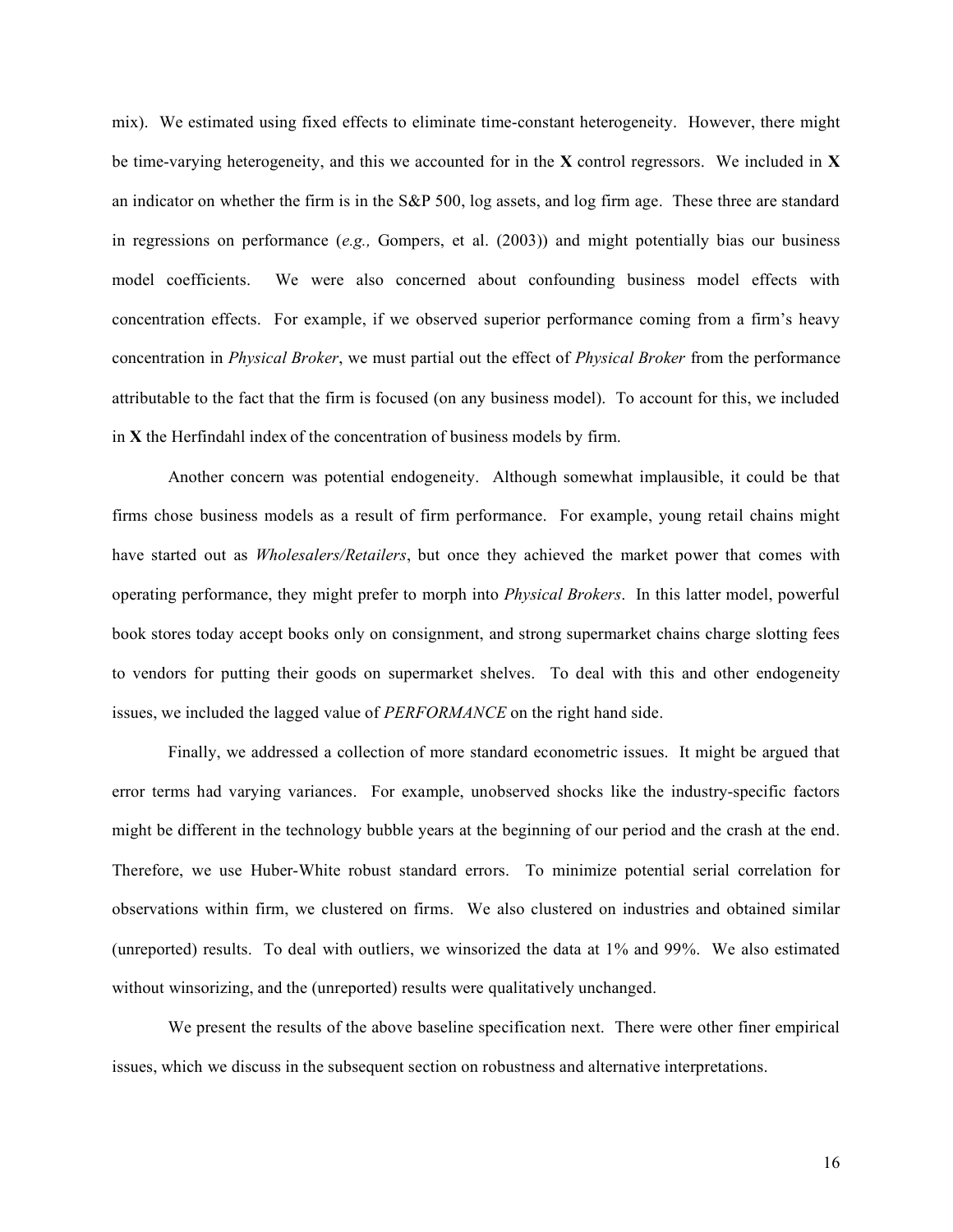mix). We estimated using fixed effects to eliminate time-constant heterogeneity. However, there might be time-varying heterogeneity, and this we accounted for in the **X** control regressors. We included in **X** an indicator on whether the firm is in the S&P 500, log assets, and log firm age. These three are standard in regressions on performance (*e.g.,* Gompers, et al. (2003)) and might potentially bias our business model coefficients. We were also concerned about confounding business model effects with concentration effects. For example, if we observed superior performance coming from a firm's heavy concentration in *Physical Broker*, we must partial out the effect of *Physical Broker* from the performance attributable to the fact that the firm is focused (on any business model). To account for this, we included in **X** the Herfindahl index of the concentration of business models by firm.

Another concern was potential endogeneity. Although somewhat implausible, it could be that firms chose business models as a result of firm performance. For example, young retail chains might have started out as *Wholesalers/Retailers*, but once they achieved the market power that comes with operating performance, they might prefer to morph into *Physical Brokers*. In this latter model, powerful book stores today accept books only on consignment, and strong supermarket chains charge slotting fees to vendors for putting their goods on supermarket shelves. To deal with this and other endogeneity issues, we included the lagged value of *PERFORMANCE* on the right hand side.

Finally, we addressed a collection of more standard econometric issues. It might be argued that error terms had varying variances. For example, unobserved shocks like the industry-specific factors might be different in the technology bubble years at the beginning of our period and the crash at the end. Therefore, we use Huber-White robust standard errors. To minimize potential serial correlation for observations within firm, we clustered on firms. We also clustered on industries and obtained similar (unreported) results. To deal with outliers, we winsorized the data at 1% and 99%. We also estimated without winsorizing, and the (unreported) results were qualitatively unchanged.

We present the results of the above baseline specification next. There were other finer empirical issues, which we discuss in the subsequent section on robustness and alternative interpretations.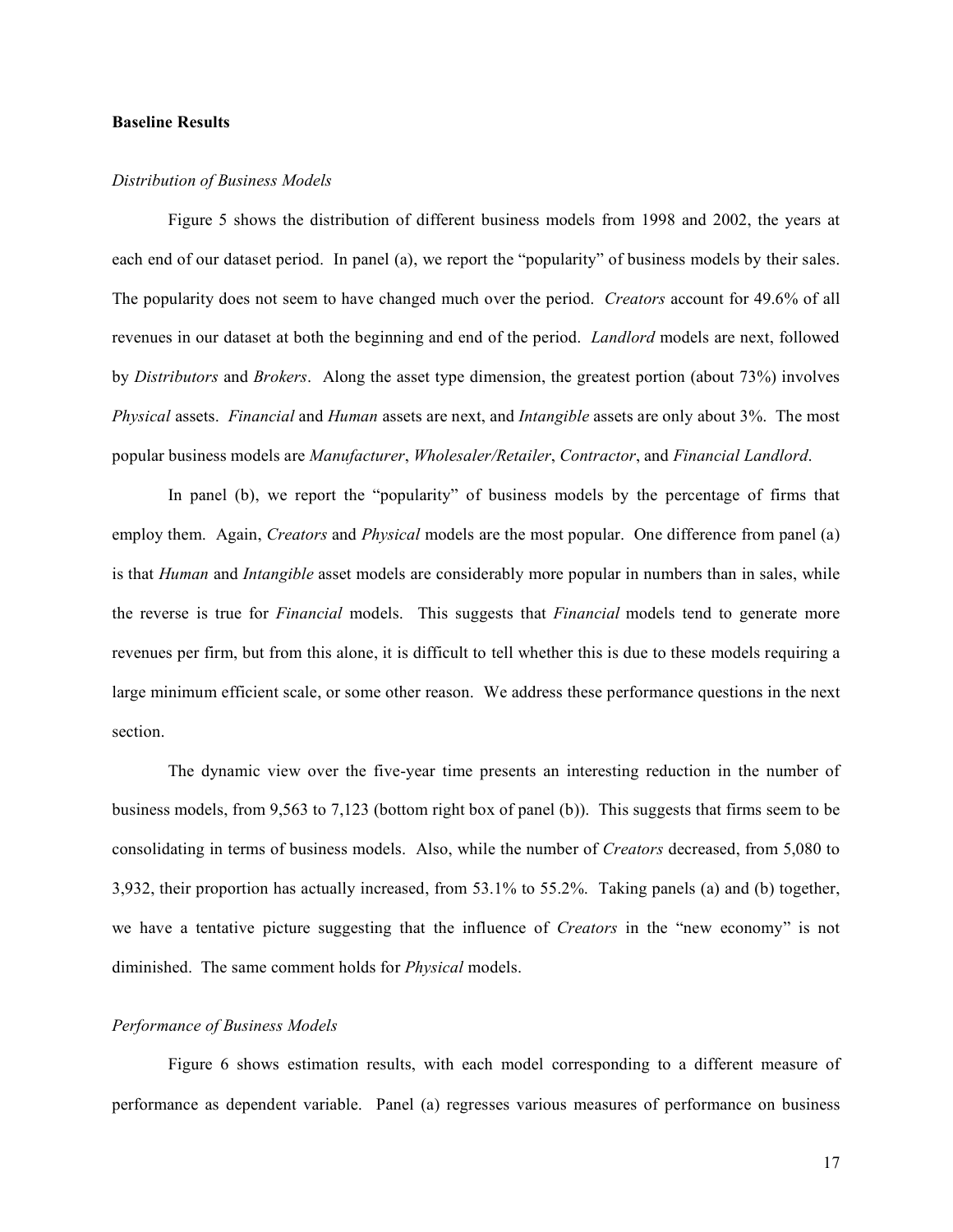**Baseline Results**

*Distribution of Business Models*

Figure 5 shows the distribution of different business models from 1998 and 2002, the years at each end of our dataset period. In panel (a), we report the "popularity" of business models by their sales. The popularity does not seem to have changed much over the period. *Creators* account for 49.6% of all revenues in our dataset at both the beginning and end of the period. *Landlord* models are next, followed by *Distributors* and *Brokers*. Along the asset type dimension, the greatest portion (about 73%) involves *Physical* assets. *Financial* and *Human* assets are next, and *Intangible* assets are only about 3%. The most popular business models are *Manufacturer*, *Wholesaler/Retailer*, *Contractor*, and *Financial Landlord*.

In panel (b), we report the "popularity" of business models by the percentage of firms that employ them. Again, *Creators* and *Physical* models are the most popular. One difference from panel (a) is that *Human* and *Intangible* asset models are considerably more popular in numbers than in sales, while the reverse is true for *Financial* models. This suggests that *Financial* models tend to generate more revenues per firm, but from this alone, it is difficult to tell whether this is due to these models requiring a large minimum efficient scale, or some other reason. We address these performance questions in the next section.

The dynamic view over the five-year time presents an interesting reduction in the number of business models, from 9,563 to 7,123 (bottom right box of panel (b)). This suggests that firms seem to be consolidating in terms of business models. Also, while the number of *Creators* decreased, from 5,080 to 3,932, their proportion has actually increased, from 53.1% to 55.2%. Taking panels (a) and (b) together, we have a tentative picture suggesting that the influence of *Creators* in the "new economy" is not diminished. The same comment holds for *Physical* models.

*Performance of Business Models*

Figure 6 shows estimation results, with each model corresponding to a different measure of performance as dependent variable. Panel (a) regresses various measures of performance on business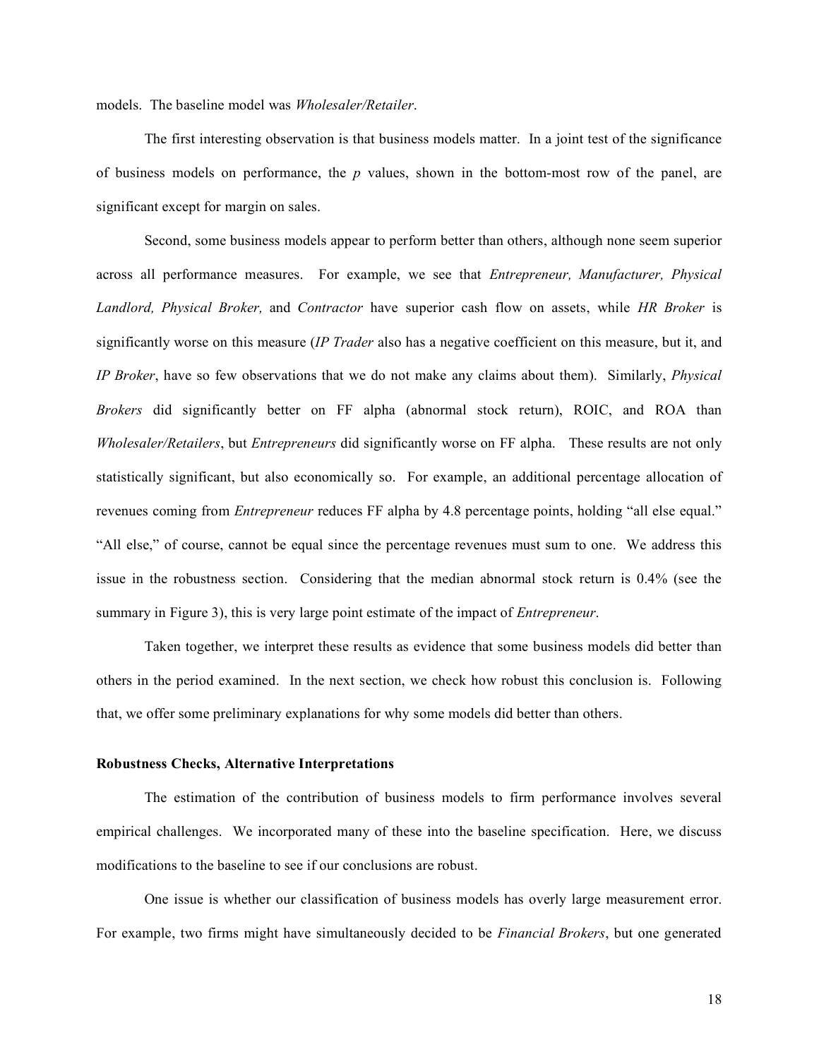models. The baseline model was *Wholesaler/Retailer*.

The first interesting observation is that business models matter. In a joint test of the significance of business models on performance, the *p* values, shown in the bottom-most row of the panel, are significant except for margin on sales.

Second, some business models appear to perform better than others, although none seem superior across all performance measures. For example, we see that *Entrepreneur, Manufacturer, Physical Landlord, Physical Broker,* and *Contractor* have superior cash flow on assets, while *HR Broker* is significantly worse on this measure (*IP Trader* also has a negative coefficient on this measure, but it, and *IP Broker*, have so few observations that we do not make any claims about them). Similarly, *Physical Brokers* did significantly better on FF alpha (abnormal stock return), ROIC, and ROA than *Wholesaler/Retailers*, but *Entrepreneurs* did significantly worse on FF alpha. These results are not only statistically significant, but also economically so. For example, an additional percentage allocation of revenues coming from *Entrepreneur* reduces FF alpha by 4.8 percentage points, holding "all else equal." "All else," of course, cannot be equal since the percentage revenues must sum to one. We address this issue in the robustness section. Considering that the median abnormal stock return is 0.4% (see the summary in Figure 3), this is very large point estimate of the impact of *Entrepreneur*.

Taken together, we interpret these results as evidence that some business models did better than others in the period examined. In the next section, we check how robust this conclusion is. Following that, we offer some preliminary explanations for why some models did better than others.

**Robustness Checks, Alternative Interpretations**

The estimation of the contribution of business models to firm performance involves several empirical challenges. We incorporated many of these into the baseline specification. Here, we discuss modifications to the baseline to see if our conclusions are robust.

One issue is whether our classification of business models has overly large measurement error. For example, two firms might have simultaneously decided to be *Financial Brokers*, but one generated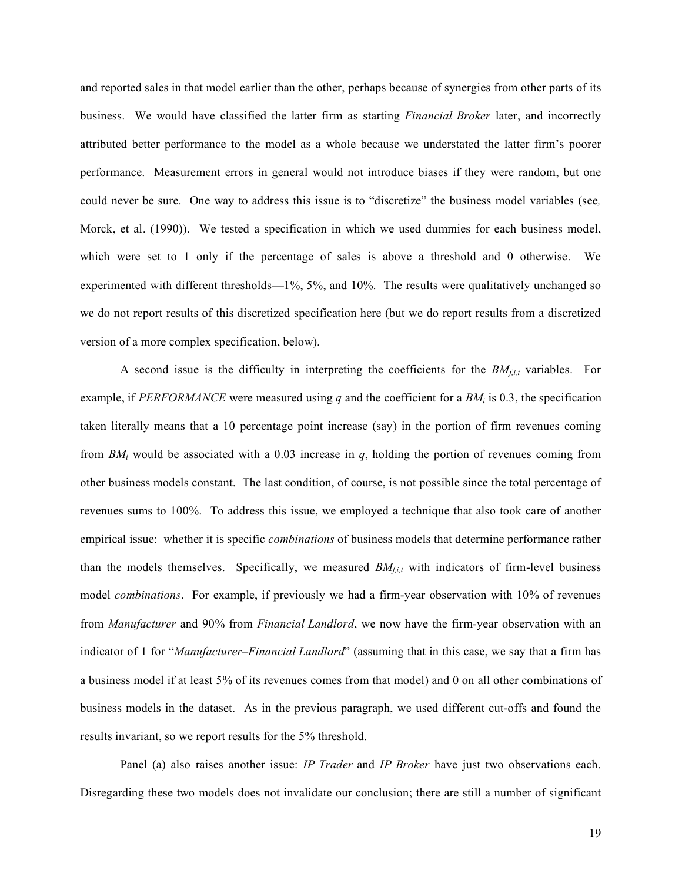and reported sales in that model earlier than the other, perhaps because of synergies from other parts of its business. We would have classified the latter firm as starting *Financial Broker* later, and incorrectly attributed better performance to the model as a whole because we understated the latter firm's poorer performance. Measurement errors in general would not introduce biases if they were random, but one could never be sure. One way to address this issue is to "discretize" the business model variables (see*,* Morck, et al. (1990)). We tested a specification in which we used dummies for each business model, which were set to 1 only if the percentage of sales is above a threshold and 0 otherwise. We experimented with different thresholds—1%, 5%, and 10%. The results were qualitatively unchanged so we do not report results of this discretized specification here (but we do report results from a discretized version of a more complex specification, below).

A second issue is the difficulty in interpreting the coefficients for the $BM_{f,i,t}$ variables. For example, if *PERFORMANCE* were measured using $q$ and the coefficient for a $BM_i$ is 0.3, the specification taken literally means that a 10 percentage point increase (say) in the portion of firm revenues coming from $BM_i$ would be associated with a 0.03 increase in $q$, holding the portion of revenues coming from other business models constant. The last condition, of course, is not possible since the total percentage of revenues sums to 100%. To address this issue, we employed a technique that also took care of another empirical issue: whether it is specific *combinations* of business models that determine performance rather than the models themselves. Specifically, we measured $BM_{f,i,t}$ with indicators of firm-level business model *combinations*. For example, if previously we had a firm-year observation with 10% of revenues from *Manufacturer* and 90% from *Financial Landlord*, we now have the firm-year observation with an indicator of 1 for "*Manufacturer–Financial Landlord*" (assuming that in this case, we say that a firm has a business model if at least 5% of its revenues comes from that model) and 0 on all other combinations of business models in the dataset. As in the previous paragraph, we used different cut-offs and found the results invariant, so we report results for the 5% threshold.

Panel (a) also raises another issue: *IP Trader* and *IP Broker* have just two observations each. Disregarding these two models does not invalidate our conclusion; there are still a number of significant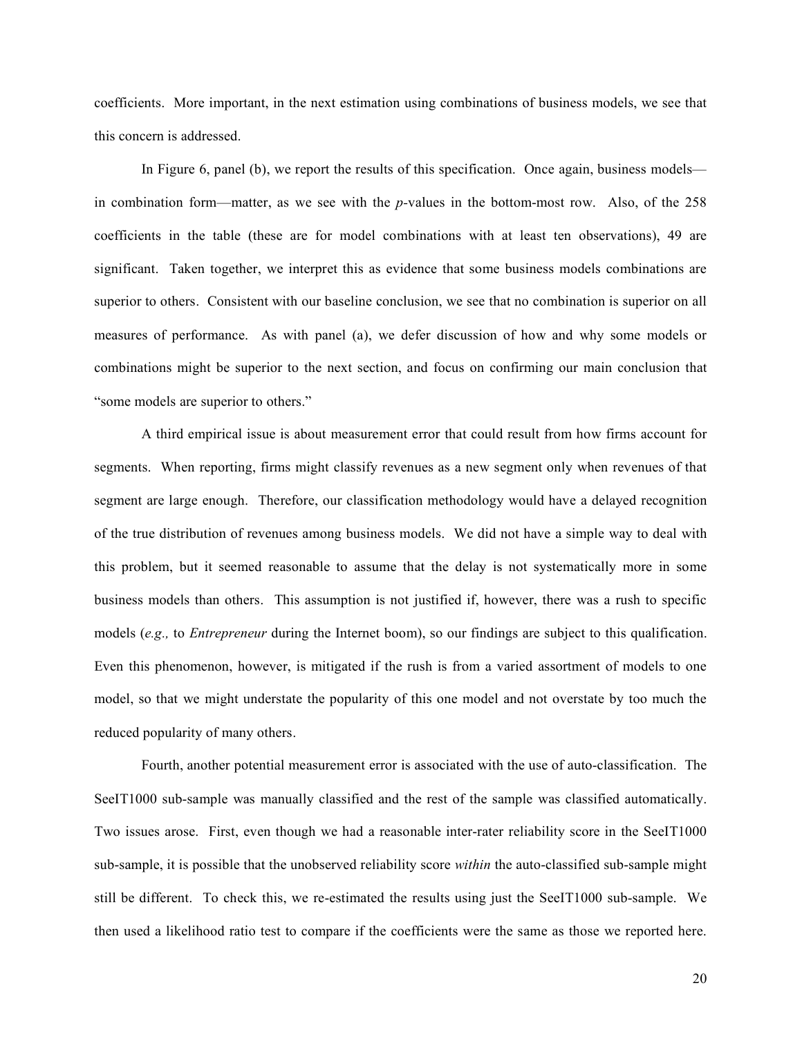coefficients. More important, in the next estimation using combinations of business models, we see that this concern is addressed.

In Figure 6, panel (b), we report the results of this specification. Once again, business models—in combination form—matter, as we see with the *p*-values in the bottom-most row. Also, of the 258 coefficients in the table (these are for model combinations with at least ten observations), 49 are significant. Taken together, we interpret this as evidence that some business models combinations are superior to others. Consistent with our baseline conclusion, we see that no combination is superior on all measures of performance. As with panel (a), we defer discussion of how and why some models or combinations might be superior to the next section, and focus on confirming our main conclusion that "some models are superior to others."

A third empirical issue is about measurement error that could result from how firms account for segments. When reporting, firms might classify revenues as a new segment only when revenues of that segment are large enough. Therefore, our classification methodology would have a delayed recognition of the true distribution of revenues among business models. We did not have a simple way to deal with this problem, but it seemed reasonable to assume that the delay is not systematically more in some business models than others. This assumption is not justified if, however, there was a rush to specific models (*e.g.,* to *Entrepreneur* during the Internet boom), so our findings are subject to this qualification. Even this phenomenon, however, is mitigated if the rush is from a varied assortment of models to one model, so that we might understate the popularity of this one model and not overstate by too much the reduced popularity of many others.

Fourth, another potential measurement error is associated with the use of auto-classification. The SeeIT1000 sub-sample was manually classified and the rest of the sample was classified automatically. Two issues arose. First, even though we had a reasonable inter-rater reliability score in the SeeIT1000 sub-sample, it is possible that the unobserved reliability score *within* the auto-classified sub-sample might still be different. To check this, we re-estimated the results using just the SeeIT1000 sub-sample. We then used a likelihood ratio test to compare if the coefficients were the same as those we reported here.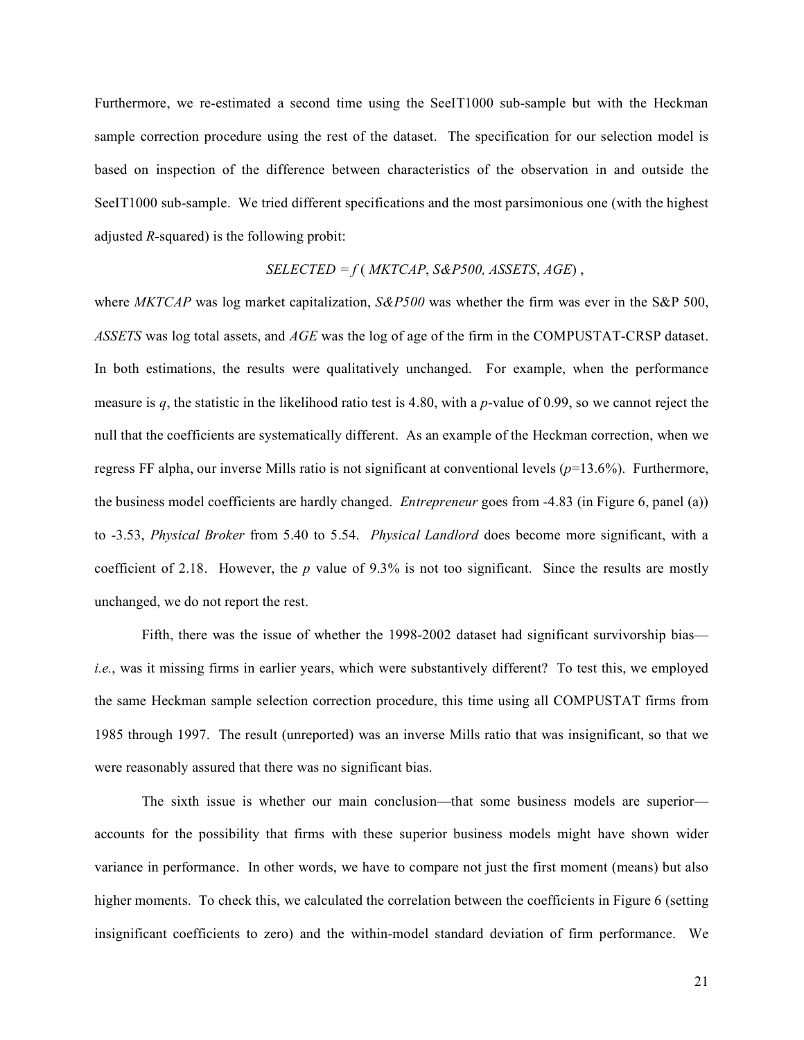Furthermore, we re-estimated a second time using the SeeIT1000 sub-sample but with the Heckman sample correction procedure using the rest of the dataset. The specification for our selection model is based on inspection of the difference between characteristics of the observation in and outside the SeeIT1000 sub-sample. We tried different specifications and the most parsimonious one (with the highest adjusted *R*-squared) is the following probit:

$$SELECTED = f\,(\,MKTCAP,\, S\&P500,\, ASSETS,\, AGE)\ ,$$

where *MKTCAP* was log market capitalization, *S&P500* was whether the firm was ever in the S&P 500, *ASSETS* was log total assets, and *AGE* was the log of age of the firm in the COMPUSTAT-CRSP dataset. In both estimations, the results were qualitatively unchanged. For example, when the performance measure is *q*, the statistic in the likelihood ratio test is 4.80, with a *p*-value of 0.99, so we cannot reject the null that the coefficients are systematically different. As an example of the Heckman correction, when we regress FF alpha, our inverse Mills ratio is not significant at conventional levels (*p*=13.6%). Furthermore, the business model coefficients are hardly changed. *Entrepreneur* goes from -4.83 (in Figure 6, panel (a)) to -3.53, *Physical Broker* from 5.40 to 5.54. *Physical Landlord* does become more significant, with a coefficient of 2.18. However, the *p* value of 9.3% is not too significant. Since the results are mostly unchanged, we do not report the rest.

Fifth, there was the issue of whether the 1998-2002 dataset had significant survivorship bias—*i.e.*, was it missing firms in earlier years, which were substantively different? To test this, we employed the same Heckman sample selection correction procedure, this time using all COMPUSTAT firms from 1985 through 1997. The result (unreported) was an inverse Mills ratio that was insignificant, so that we were reasonably assured that there was no significant bias.

The sixth issue is whether our main conclusion—that some business models are superior—accounts for the possibility that firms with these superior business models might have shown wider variance in performance. In other words, we have to compare not just the first moment (means) but also higher moments. To check this, we calculated the correlation between the coefficients in Figure 6 (setting insignificant coefficients to zero) and the within-model standard deviation of firm performance. We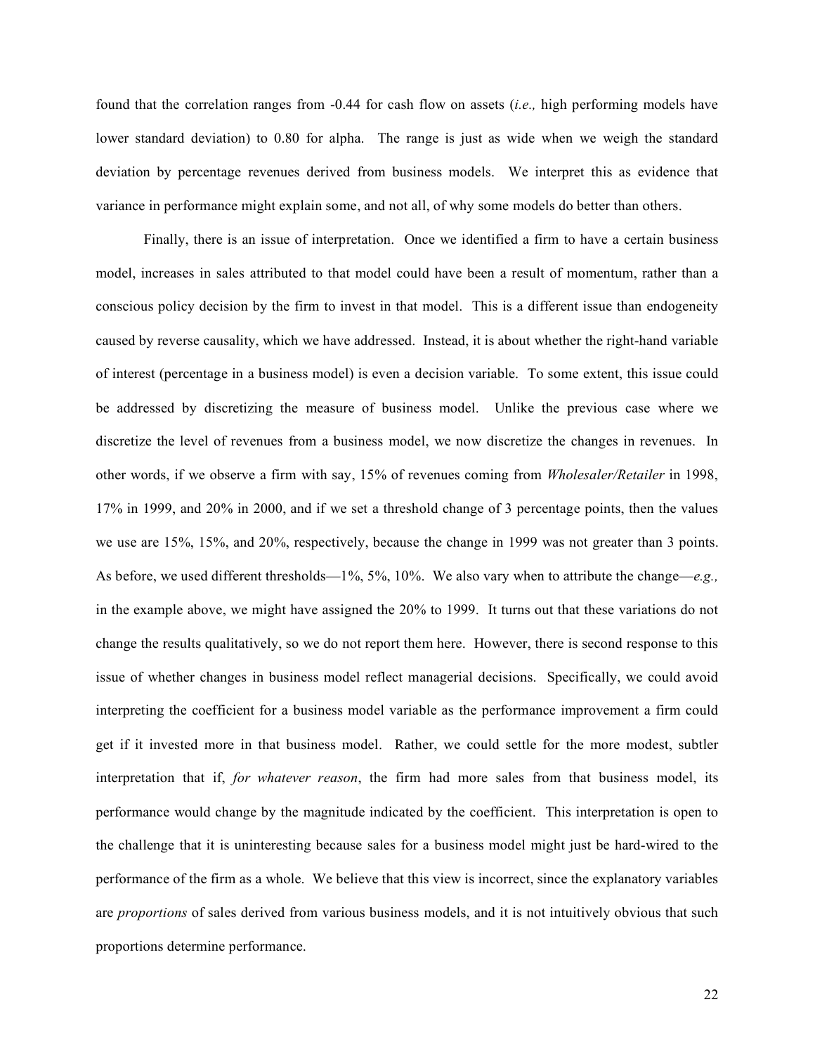found that the correlation ranges from -0.44 for cash flow on assets (*i.e.,* high performing models have lower standard deviation) to 0.80 for alpha. The range is just as wide when we weigh the standard deviation by percentage revenues derived from business models. We interpret this as evidence that variance in performance might explain some, and not all, of why some models do better than others.

Finally, there is an issue of interpretation. Once we identified a firm to have a certain business model, increases in sales attributed to that model could have been a result of momentum, rather than a conscious policy decision by the firm to invest in that model. This is a different issue than endogeneity caused by reverse causality, which we have addressed. Instead, it is about whether the right-hand variable of interest (percentage in a business model) is even a decision variable. To some extent, this issue could be addressed by discretizing the measure of business model. Unlike the previous case where we discretize the level of revenues from a business model, we now discretize the changes in revenues. In other words, if we observe a firm with say, 15% of revenues coming from *Wholesaler/Retailer* in 1998, 17% in 1999, and 20% in 2000, and if we set a threshold change of 3 percentage points, then the values we use are 15%, 15%, and 20%, respectively, because the change in 1999 was not greater than 3 points. As before, we used different thresholds—1%, 5%, 10%. We also vary when to attribute the change—*e.g.,* in the example above, we might have assigned the 20% to 1999. It turns out that these variations do not change the results qualitatively, so we do not report them here. However, there is second response to this issue of whether changes in business model reflect managerial decisions. Specifically, we could avoid interpreting the coefficient for a business model variable as the performance improvement a firm could get if it invested more in that business model. Rather, we could settle for the more modest, subtler interpretation that if, *for whatever reason*, the firm had more sales from that business model, its performance would change by the magnitude indicated by the coefficient. This interpretation is open to the challenge that it is uninteresting because sales for a business model might just be hard-wired to the performance of the firm as a whole. We believe that this view is incorrect, since the explanatory variables are *proportions* of sales derived from various business models, and it is not intuitively obvious that such proportions determine performance.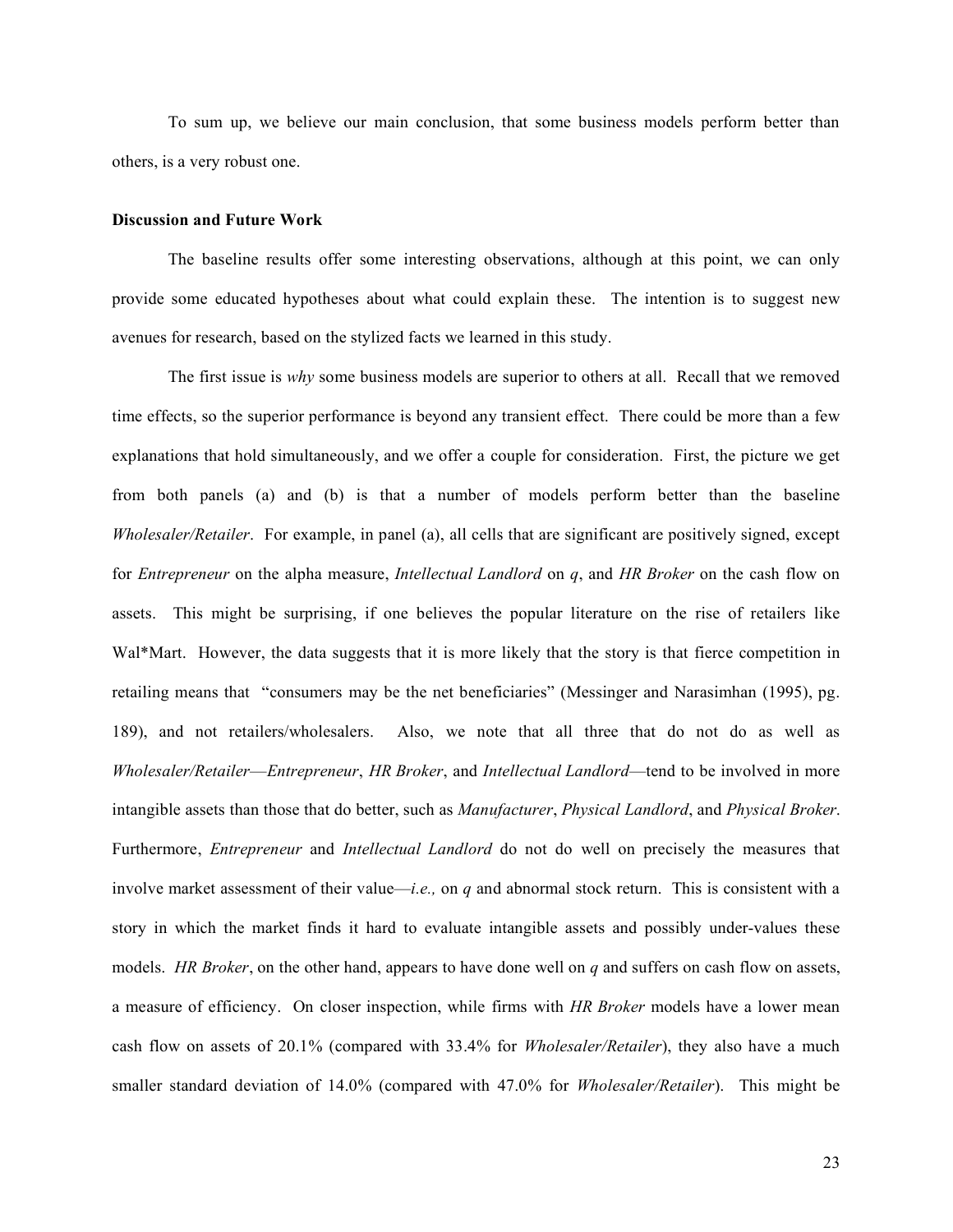To sum up, we believe our main conclusion, that some business models perform better than others, is a very robust one.

**Discussion and Future Work**

The baseline results offer some interesting observations, although at this point, we can only provide some educated hypotheses about what could explain these. The intention is to suggest new avenues for research, based on the stylized facts we learned in this study.

The first issue is *why* some business models are superior to others at all. Recall that we removed time effects, so the superior performance is beyond any transient effect. There could be more than a few explanations that hold simultaneously, and we offer a couple for consideration. First, the picture we get from both panels (a) and (b) is that a number of models perform better than the baseline *Wholesaler/Retailer*. For example, in panel (a), all cells that are significant are positively signed, except for *Entrepreneur* on the alpha measure, *Intellectual Landlord* on *q*, and *HR Broker* on the cash flow on assets. This might be surprising, if one believes the popular literature on the rise of retailers like Wal*Mart. However, the data suggests that it is more likely that the story is that fierce competition in retailing means that "consumers may be the net beneficiaries" (Messinger and Narasimhan (1995), pg. 189), and not retailers/wholesalers. Also, we note that all three that do not do as well as *Wholesaler/Retailer*—*Entrepreneur*, *HR Broker*, and *Intellectual Landlord*—tend to be involved in more intangible assets than those that do better, such as *Manufacturer*, *Physical Landlord*, and *Physical Broker*. Furthermore, *Entrepreneur* and *Intellectual Landlord* do not do well on precisely the measures that involve market assessment of their value—*i.e.,* on *q* and abnormal stock return. This is consistent with a story in which the market finds it hard to evaluate intangible assets and possibly under-values these models. *HR Broker*, on the other hand, appears to have done well on *q* and suffers on cash flow on assets, a measure of efficiency. On closer inspection, while firms with *HR Broker* models have a lower mean cash flow on assets of 20.1% (compared with 33.4% for *Wholesaler/Retailer*), they also have a much smaller standard deviation of 14.0% (compared with 47.0% for *Wholesaler/Retailer*). This might be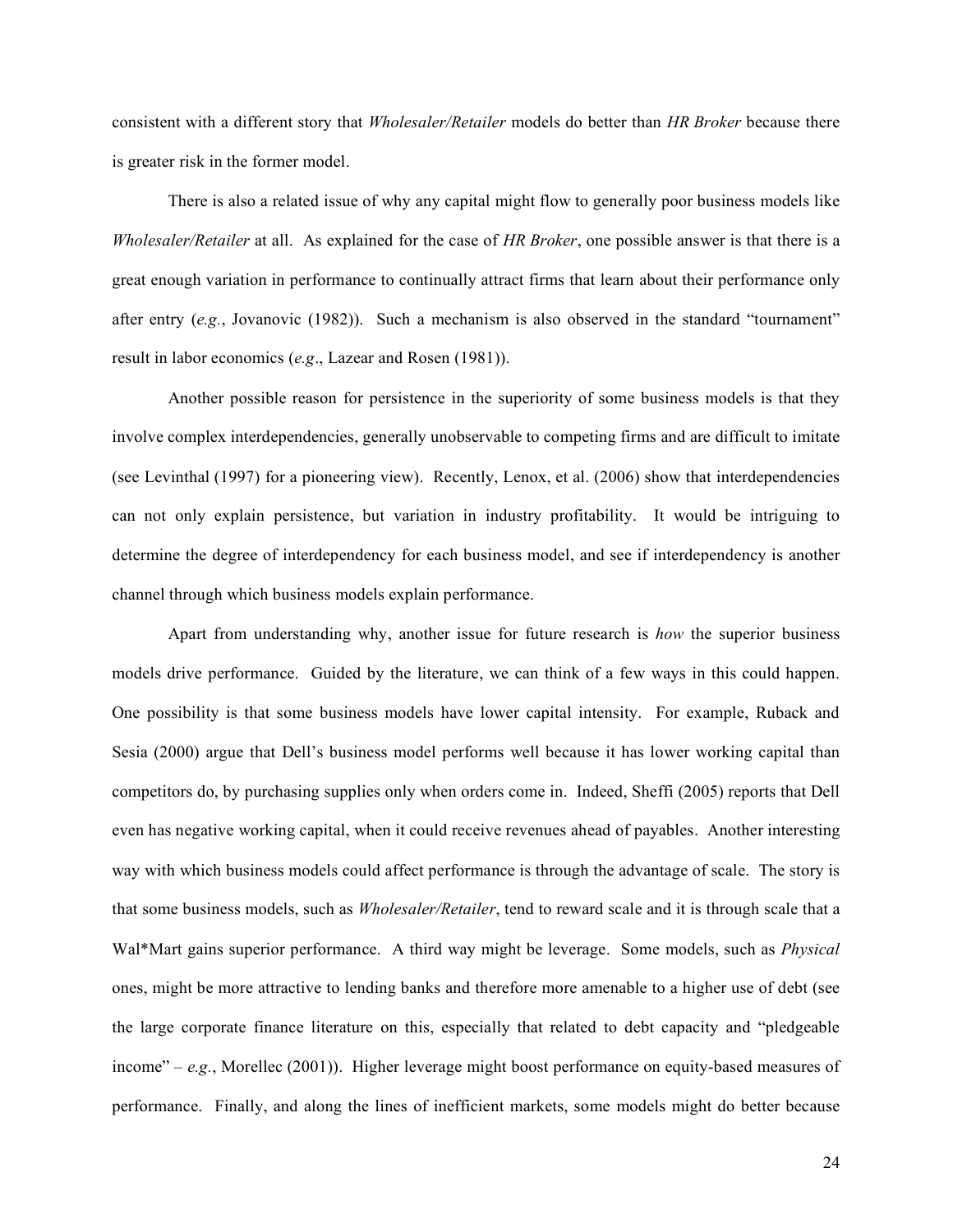consistent with a different story that *Wholesaler/Retailer* models do better than *HR Broker* because there is greater risk in the former model.

There is also a related issue of why any capital might flow to generally poor business models like *Wholesaler/Retailer* at all. As explained for the case of *HR Broker*, one possible answer is that there is a great enough variation in performance to continually attract firms that learn about their performance only after entry (*e.g.*, Jovanovic (1982)). Such a mechanism is also observed in the standard "tournament" result in labor economics (*e.g*., Lazear and Rosen (1981)).

Another possible reason for persistence in the superiority of some business models is that they involve complex interdependencies, generally unobservable to competing firms and are difficult to imitate (see Levinthal (1997) for a pioneering view). Recently, Lenox, et al. (2006) show that interdependencies can not only explain persistence, but variation in industry profitability. It would be intriguing to determine the degree of interdependency for each business model, and see if interdependency is another channel through which business models explain performance.

Apart from understanding why, another issue for future research is *how* the superior business models drive performance. Guided by the literature, we can think of a few ways in this could happen. One possibility is that some business models have lower capital intensity. For example, Ruback and Sesia (2000) argue that Dell's business model performs well because it has lower working capital than competitors do, by purchasing supplies only when orders come in. Indeed, Sheffi (2005) reports that Dell even has negative working capital, when it could receive revenues ahead of payables. Another interesting way with which business models could affect performance is through the advantage of scale. The story is that some business models, such as *Wholesaler/Retailer*, tend to reward scale and it is through scale that a Wal*Mart gains superior performance. A third way might be leverage. Some models, such as *Physical* ones, might be more attractive to lending banks and therefore more amenable to a higher use of debt (see the large corporate finance literature on this, especially that related to debt capacity and "pledgeable income" – *e.g.*, Morellec (2001)). Higher leverage might boost performance on equity-based measures of performance. Finally, and along the lines of inefficient markets, some models might do better because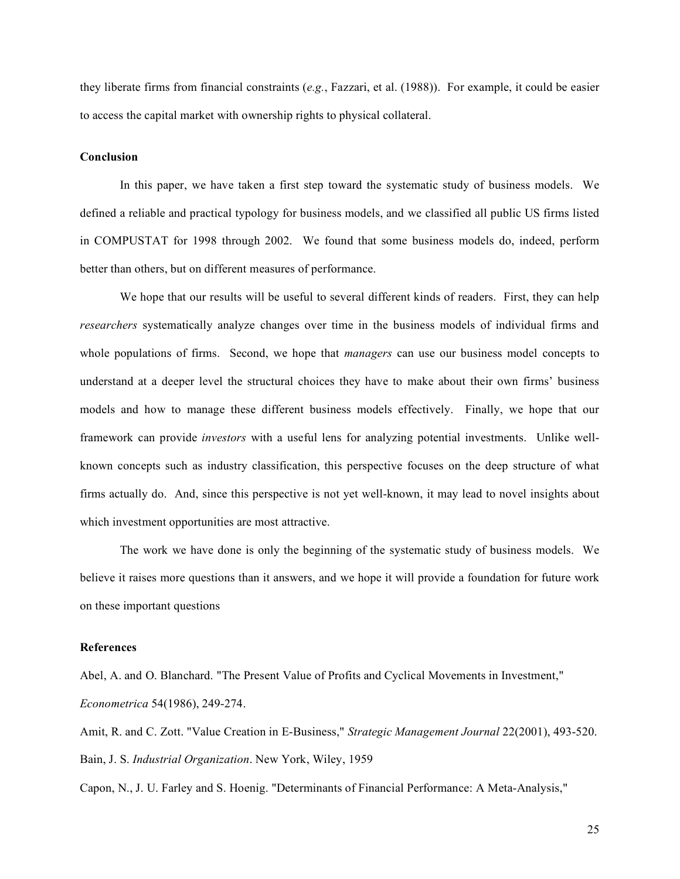they liberate firms from financial constraints (*e.g.*, Fazzari, et al. (1988)). For example, it could be easier to access the capital market with ownership rights to physical collateral.

## Conclusion

In this paper, we have taken a first step toward the systematic study of business models. We defined a reliable and practical typology for business models, and we classified all public US firms listed in COMPUSTAT for 1998 through 2002. We found that some business models do, indeed, perform better than others, but on different measures of performance.

We hope that our results will be useful to several different kinds of readers. First, they can help *researchers* systematically analyze changes over time in the business models of individual firms and whole populations of firms. Second, we hope that *managers* can use our business model concepts to understand at a deeper level the structural choices they have to make about their own firms' business models and how to manage these different business models effectively. Finally, we hope that our framework can provide *investors* with a useful lens for analyzing potential investments. Unlike well-known concepts such as industry classification, this perspective focuses on the deep structure of what firms actually do. And, since this perspective is not yet well-known, it may lead to novel insights about which investment opportunities are most attractive.

The work we have done is only the beginning of the systematic study of business models. We believe it raises more questions than it answers, and we hope it will provide a foundation for future work on these important questions

## References

Abel, A. and O. Blanchard. "The Present Value of Profits and Cyclical Movements in Investment," *Econometrica* 54(1986), 249-274.

Amit, R. and C. Zott. "Value Creation in E-Business," *Strategic Management Journal* 22(2001), 493-520.

Bain, J. S. *Industrial Organization*. New York, Wiley, 1959

Capon, N., J. U. Farley and S. Hoenig. "Determinants of Financial Performance: A Meta-Analysis,"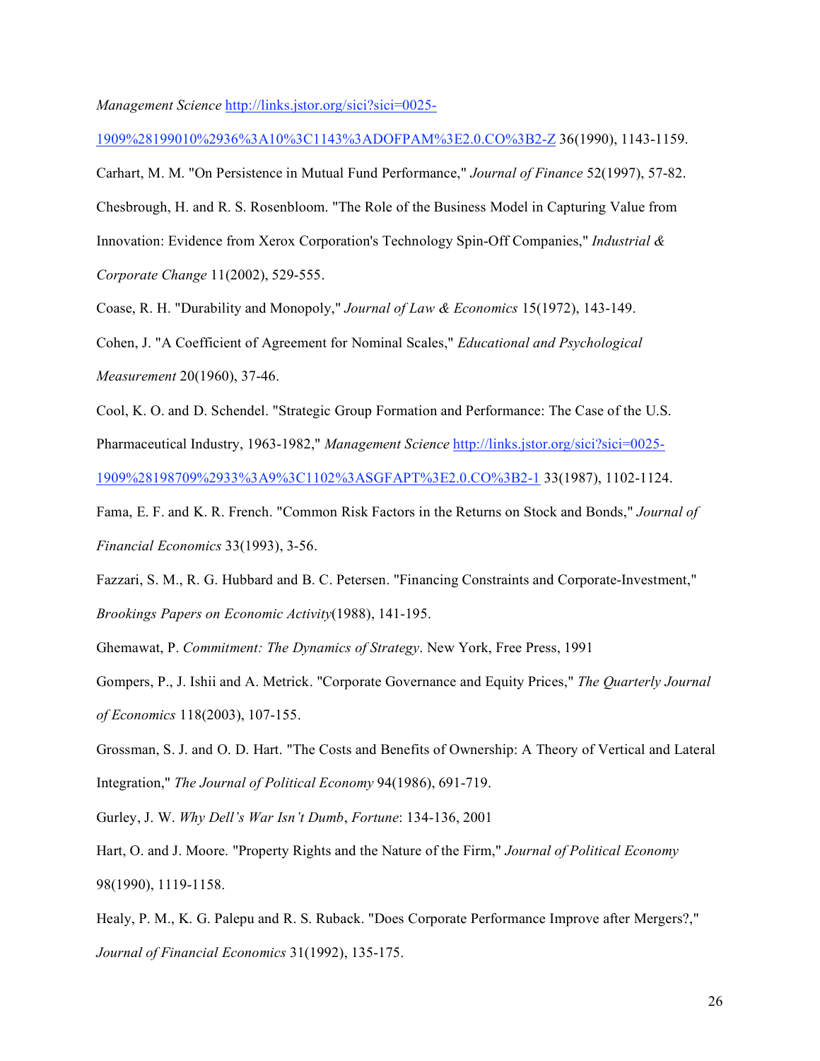*Management Science* http://links.jstor.org/sici?sici=0025-1909%28199010%2936%3A10%3C1143%3ADOFPAM%3E2.0.CO%3B2-Z 36(1990), 1143-1159.

Carhart, M. M. "On Persistence in Mutual Fund Performance," *Journal of Finance* 52(1997), 57-82.

Chesbrough, H. and R. S. Rosenbloom. "The Role of the Business Model in Capturing Value from Innovation: Evidence from Xerox Corporation's Technology Spin-Off Companies," *Industrial & Corporate Change* 11(2002), 529-555.

Coase, R. H. "Durability and Monopoly," *Journal of Law & Economics* 15(1972), 143-149.

Cohen, J. "A Coefficient of Agreement for Nominal Scales," *Educational and Psychological Measurement* 20(1960), 37-46.

Cool, K. O. and D. Schendel. "Strategic Group Formation and Performance: The Case of the U.S. Pharmaceutical Industry, 1963-1982," *Management Science* http://links.jstor.org/sici?sici=0025-1909%28198709%2933%3A9%3C1102%3ASGFAPT%3E2.0.CO%3B2-1 33(1987), 1102-1124.

Fama, E. F. and K. R. French. "Common Risk Factors in the Returns on Stock and Bonds," *Journal of Financial Economics* 33(1993), 3-56.

Fazzari, S. M., R. G. Hubbard and B. C. Petersen. "Financing Constraints and Corporate-Investment," *Brookings Papers on Economic Activity*(1988), 141-195.

Ghemawat, P. *Commitment: The Dynamics of Strategy*. New York, Free Press, 1991

Gompers, P., J. Ishii and A. Metrick. "Corporate Governance and Equity Prices," *The Quarterly Journal of Economics* 118(2003), 107-155.

Grossman, S. J. and O. D. Hart. "The Costs and Benefits of Ownership: A Theory of Vertical and Lateral Integration," *The Journal of Political Economy* 94(1986), 691-719.

Gurley, J. W. *Why Dell's War Isn't Dumb*, *Fortune*: 134-136, 2001

Hart, O. and J. Moore. "Property Rights and the Nature of the Firm," *Journal of Political Economy* 98(1990), 1119-1158.

Healy, P. M., K. G. Palepu and R. S. Ruback. "Does Corporate Performance Improve after Mergers?," *Journal of Financial Economics* 31(1992), 135-175.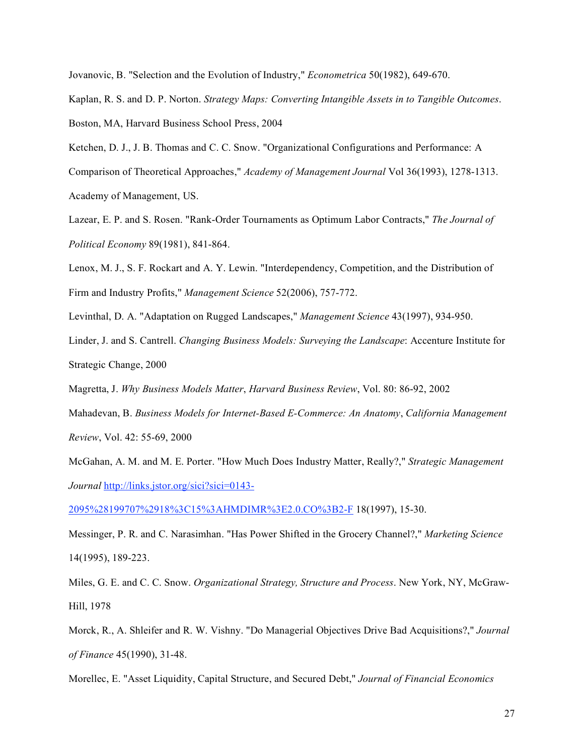Jovanovic, B. "Selection and the Evolution of Industry," *Econometrica* 50(1982), 649-670.

Kaplan, R. S. and D. P. Norton. *Strategy Maps: Converting Intangible Assets in to Tangible Outcomes*. Boston, MA, Harvard Business School Press, 2004

Ketchen, D. J., J. B. Thomas and C. C. Snow. "Organizational Configurations and Performance: A Comparison of Theoretical Approaches," *Academy of Management Journal* Vol 36(1993), 1278-1313. Academy of Management, US.

Lazear, E. P. and S. Rosen. "Rank-Order Tournaments as Optimum Labor Contracts," *The Journal of Political Economy* 89(1981), 841-864.

Lenox, M. J., S. F. Rockart and A. Y. Lewin. "Interdependency, Competition, and the Distribution of Firm and Industry Profits," *Management Science* 52(2006), 757-772.

Levinthal, D. A. "Adaptation on Rugged Landscapes," *Management Science* 43(1997), 934-950.

Linder, J. and S. Cantrell. *Changing Business Models: Surveying the Landscape*: Accenture Institute for Strategic Change, 2000

Magretta, J. *Why Business Models Matter*, *Harvard Business Review*, Vol. 80: 86-92, 2002

Mahadevan, B. *Business Models for Internet-Based E-Commerce: An Anatomy*, *California Management Review*, Vol. 42: 55-69, 2000

McGahan, A. M. and M. E. Porter. "How Much Does Industry Matter, Really?," *Strategic Management Journal* [http://links.jstor.org/sici?sici=0143-2095%28199707%2918%3C15%3AHMDIMR%3E2.0.CO%3B2-F](http://links.jstor.org/sici?sici=0143-2095%28199707%2918%3C15%3AHMDIMR%3E2.0.CO%3B2-F) 18(1997), 15-30.

Messinger, P. R. and C. Narasimhan. "Has Power Shifted in the Grocery Channel?," *Marketing Science* 14(1995), 189-223.

Miles, G. E. and C. C. Snow. *Organizational Strategy, Structure and Process*. New York, NY, McGraw-Hill, 1978

Morck, R., A. Shleifer and R. W. Vishny. "Do Managerial Objectives Drive Bad Acquisitions?," *Journal of Finance* 45(1990), 31-48.

Morellec, E. "Asset Liquidity, Capital Structure, and Secured Debt," *Journal of Financial Economics*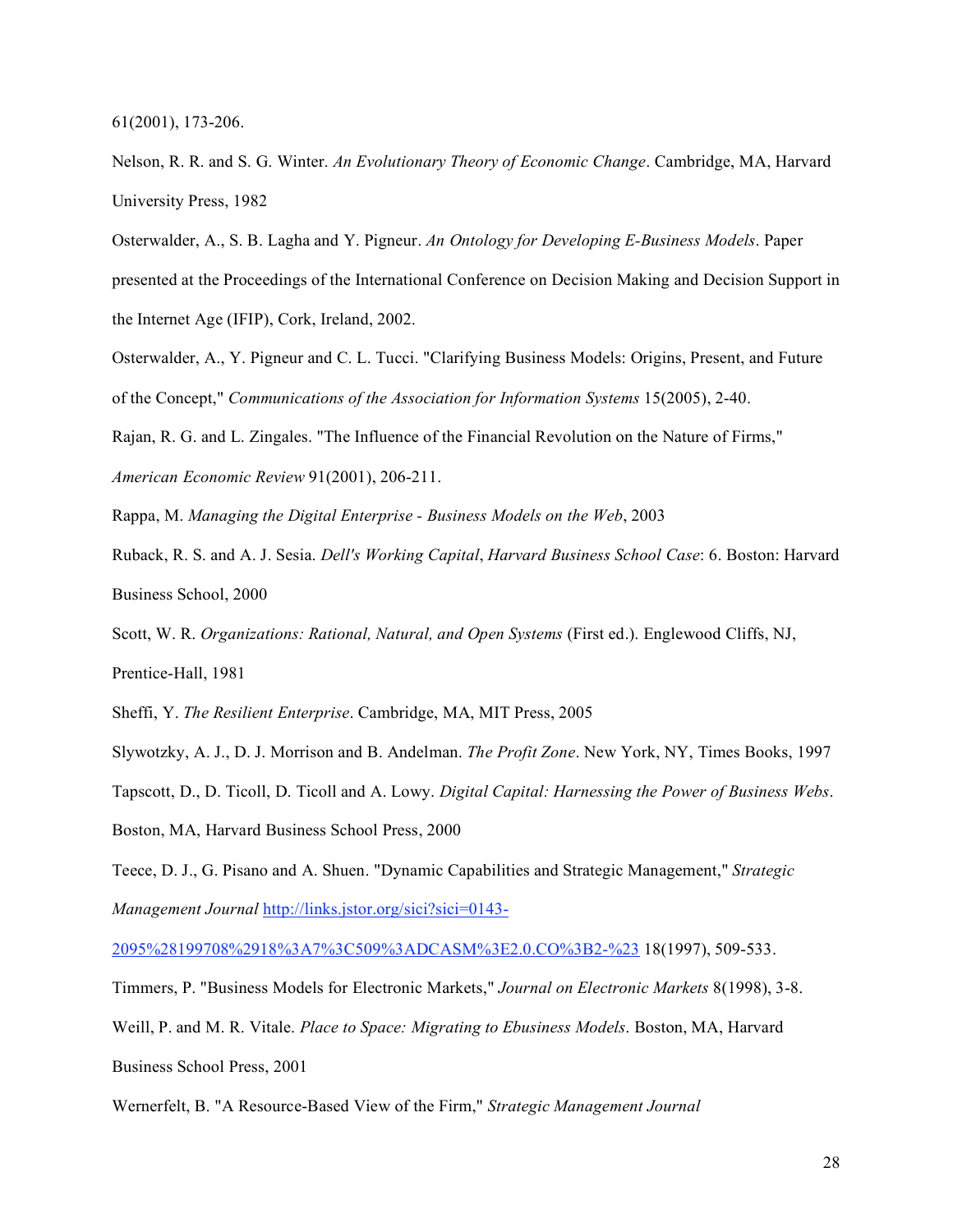61(2001), 173-206.

Nelson, R. R. and S. G. Winter. *An Evolutionary Theory of Economic Change*. Cambridge, MA, Harvard University Press, 1982

Osterwalder, A., S. B. Lagha and Y. Pigneur. *An Ontology for Developing E-Business Models*. Paper presented at the Proceedings of the International Conference on Decision Making and Decision Support in the Internet Age (IFIP), Cork, Ireland, 2002.

Osterwalder, A., Y. Pigneur and C. L. Tucci. "Clarifying Business Models: Origins, Present, and Future of the Concept," *Communications of the Association for Information Systems* 15(2005), 2-40.

Rajan, R. G. and L. Zingales. "The Influence of the Financial Revolution on the Nature of Firms," *American Economic Review* 91(2001), 206-211.

Rappa, M. *Managing the Digital Enterprise - Business Models on the Web*, 2003

Ruback, R. S. and A. J. Sesia. *Dell's Working Capital*, *Harvard Business School Case*: 6. Boston: Harvard Business School, 2000

Scott, W. R. *Organizations: Rational, Natural, and Open Systems* (First ed.). Englewood Cliffs, NJ, Prentice-Hall, 1981

Sheffi, Y. *The Resilient Enterprise*. Cambridge, MA, MIT Press, 2005

Slywotzky, A. J., D. J. Morrison and B. Andelman. *The Profit Zone*. New York, NY, Times Books, 1997

Tapscott, D., D. Ticoll, D. Ticoll and A. Lowy. *Digital Capital: Harnessing the Power of Business Webs*. Boston, MA, Harvard Business School Press, 2000

Teece, D. J., G. Pisano and A. Shuen. "Dynamic Capabilities and Strategic Management," *Strategic Management Journal* [http://links.jstor.org/sici?sici=0143-2095%28199708%2918%3A7%3C509%3ADCASM%3E2.0.CO%3B2-%23](http://links.jstor.org/sici?sici=0143-2095%28199708%2918%3A7%3C509%3ADCASM%3E2.0.CO%3B2-%23) 18(1997), 509-533.

Timmers, P. "Business Models for Electronic Markets," *Journal on Electronic Markets* 8(1998), 3-8.

Weill, P. and M. R. Vitale. *Place to Space: Migrating to Ebusiness Models*. Boston, MA, Harvard Business School Press, 2001

Wernerfelt, B. "A Resource-Based View of the Firm," *Strategic Management Journal*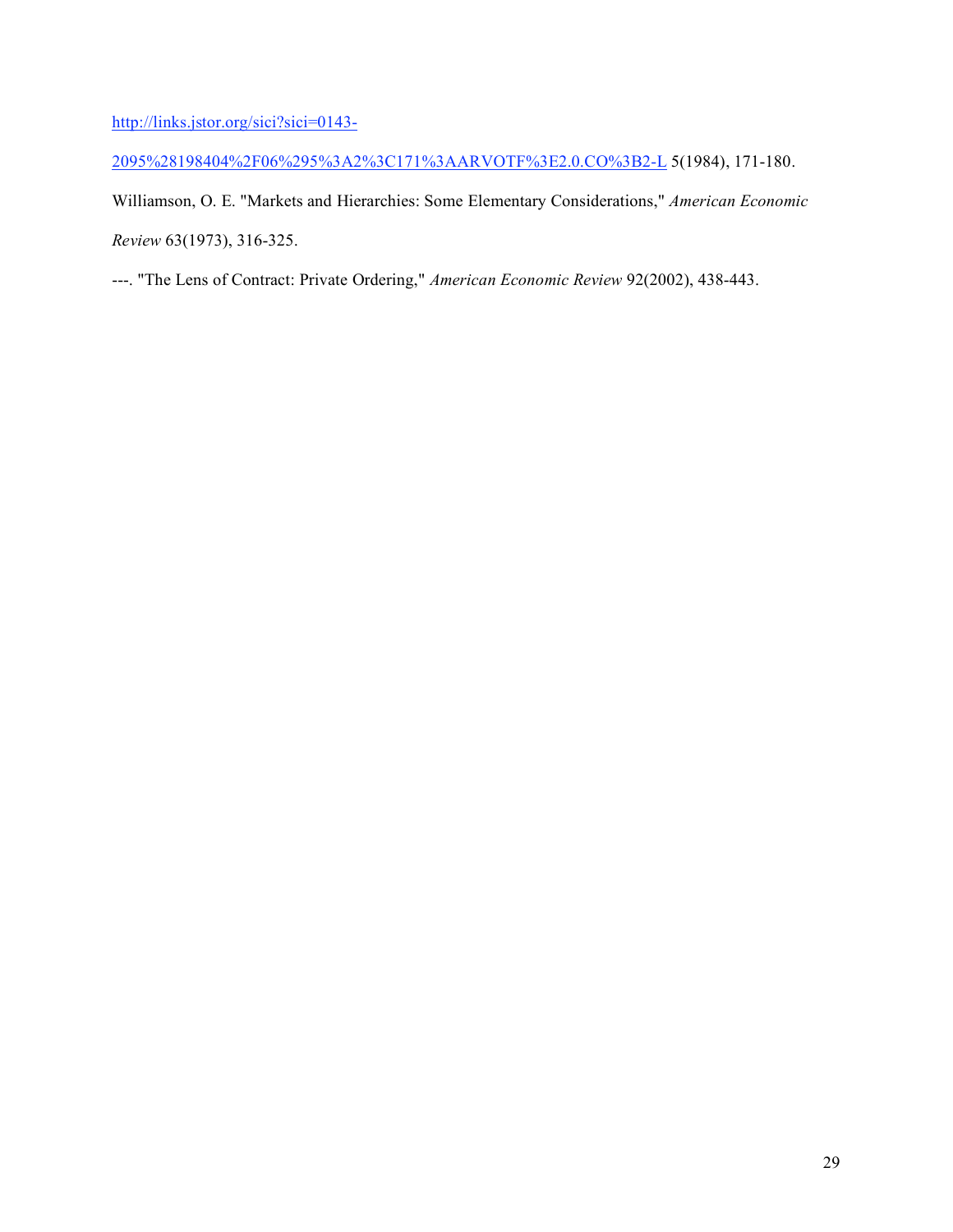http://links.jstor.org/sici?sici=0143-2095%28198404%2F06%295%3A2%3C171%3AARVOTF%3E2.0.CO%3B2-L 5(1984), 171-180.

Williamson, O. E. "Markets and Hierarchies: Some Elementary Considerations," *American Economic Review* 63(1973), 316-325.

---. "The Lens of Contract: Private Ordering," *American Economic Review* 92(2002), 438-443.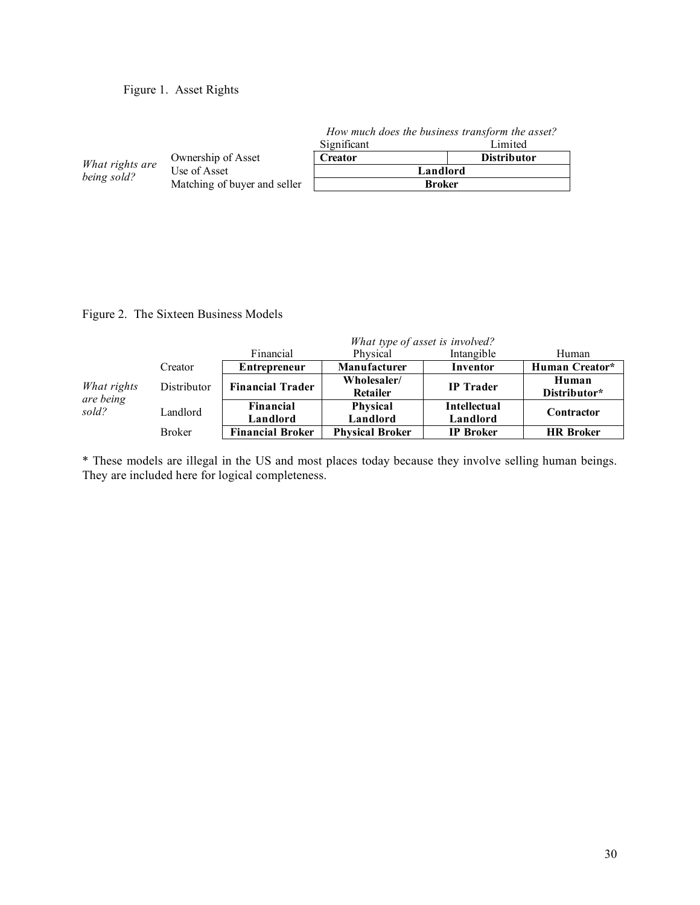Figure 1. Asset Rights

| | | *How much does the business transform the asset?* | |
|---|---|---|---|
| | | Significant | Limited |
| *What rights are being sold?* | Ownership of Asset | **Creator** | **Distributor** |
| | Use of Asset | **Landlord** | |
| | Matching of buyer and seller | **Broker** | |

Figure 2. The Sixteen Business Models

| | | *What type of asset is involved?* | | | |
|---|---|---|---|---|---|
| | | Financial | Physical | Intangible | Human |
| *What rights are being sold?* | Creator | **Entrepreneur** | **Manufacturer** | **Inventor** | **Human Creator*** |
| | Distributor | **Financial Trader** | **Wholesaler/ Retailer** | **IP Trader** | **Human Distributor*** |
| | Landlord | **Financial Landlord** | **Physical Landlord** | **Intellectual Landlord** | **Contractor** |
| | Broker | **Financial Broker** | **Physical Broker** | **IP Broker** | **HR Broker** |

* These models are illegal in the US and most places today because they involve selling human beings. They are included here for logical completeness.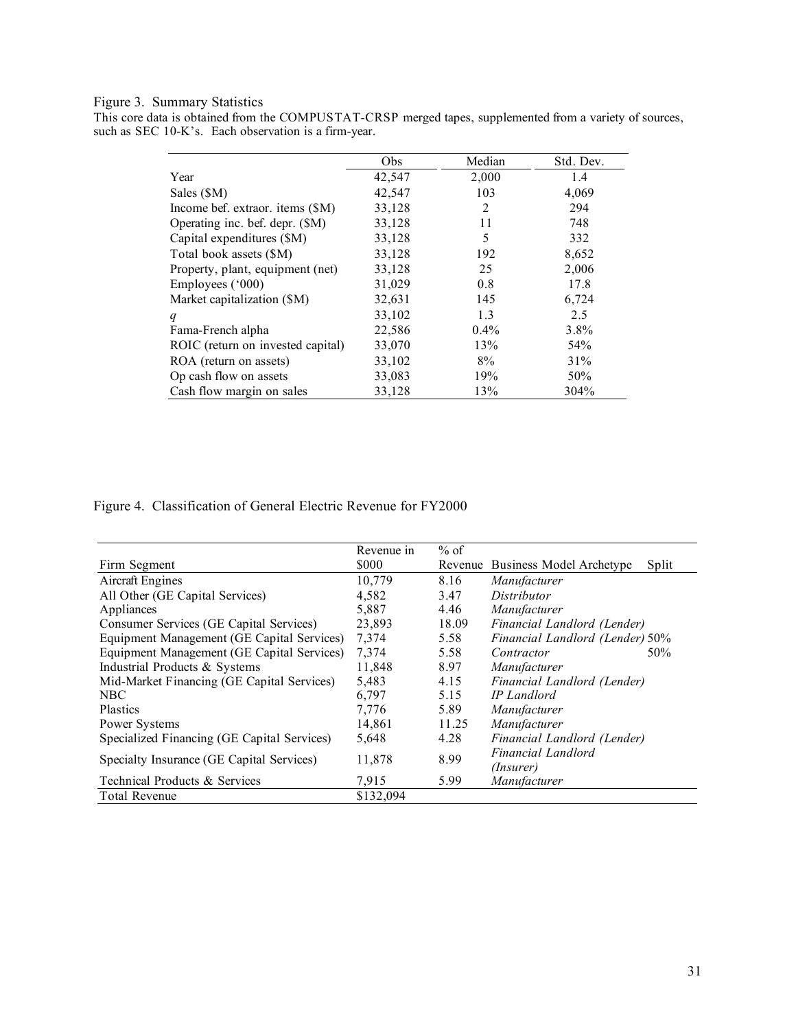Figure 3. Summary Statistics

This core data is obtained from the COMPUSTAT-CRSP merged tapes, supplemented from a variety of sources, such as SEC 10-K's. Each observation is a firm-year.

| | Obs | Median | Std. Dev. |
|---|---|---|---|
| Year | 42,547 | 2,000 | 1.4 |
| Sales ($M) | 42,547 | 103 | 4,069 |
| Income bef. extraor. items ($M) | 33,128 | 2 | 294 |
| Operating inc. bef. depr. ($M) | 33,128 | 11 | 748 |
| Capital expenditures ($M) | 33,128 | 5 | 332 |
| Total book assets ($M) | 33,128 | 192 | 8,652 |
| Property, plant, equipment (net) | 33,128 | 25 | 2,006 |
| Employees ('000) | 31,029 | 0.8 | 17.8 |
| Market capitalization ($M) | 32,631 | 145 | 6,724 |
| *q* | 33,102 | 1.3 | 2.5 |
| Fama-French alpha | 22,586 | 0.4% | 3.8% |
| ROIC (return on invested capital) | 33,070 | 13% | 54% |
| ROA (return on assets) | 33,102 | 8% | 31% |
| Op cash flow on assets | 33,083 | 19% | 50% |
| Cash flow margin on sales | 33,128 | 13% | 304% |

Figure 4. Classification of General Electric Revenue for FY2000

| Firm Segment | Revenue in $000 | % of Revenue | Business Model Archetype | Split |
|---|---|---|---|---|
| Aircraft Engines | 10,779 | 8.16 | *Manufacturer* | |
| All Other (GE Capital Services) | 4,582 | 3.47 | *Distributor* | |
| Appliances | 5,887 | 4.46 | *Manufacturer* | |
| Consumer Services (GE Capital Services) | 23,893 | 18.09 | *Financial Landlord (Lender)* | |
| Equipment Management (GE Capital Services) | 7,374 | 5.58 | *Financial Landlord (Lender)* | 50% |
| Equipment Management (GE Capital Services) | 7,374 | 5.58 | *Contractor* | 50% |
| Industrial Products & Systems | 11,848 | 8.97 | *Manufacturer* | |
| Mid-Market Financing (GE Capital Services) | 5,483 | 4.15 | *Financial Landlord (Lender)* | |
| NBC | 6,797 | 5.15 | *IP Landlord* | |
| Plastics | 7,776 | 5.89 | *Manufacturer* | |
| Power Systems | 14,861 | 11.25 | *Manufacturer* | |
| Specialized Financing (GE Capital Services) | 5,648 | 4.28 | *Financial Landlord (Lender)* | |
| Specialty Insurance (GE Capital Services) | 11,878 | 8.99 | *Financial Landlord (Insurer)* | |
| Technical Products & Services | 7,915 | 5.99 | *Manufacturer* | |
| Total Revenue | $132,094 | | | |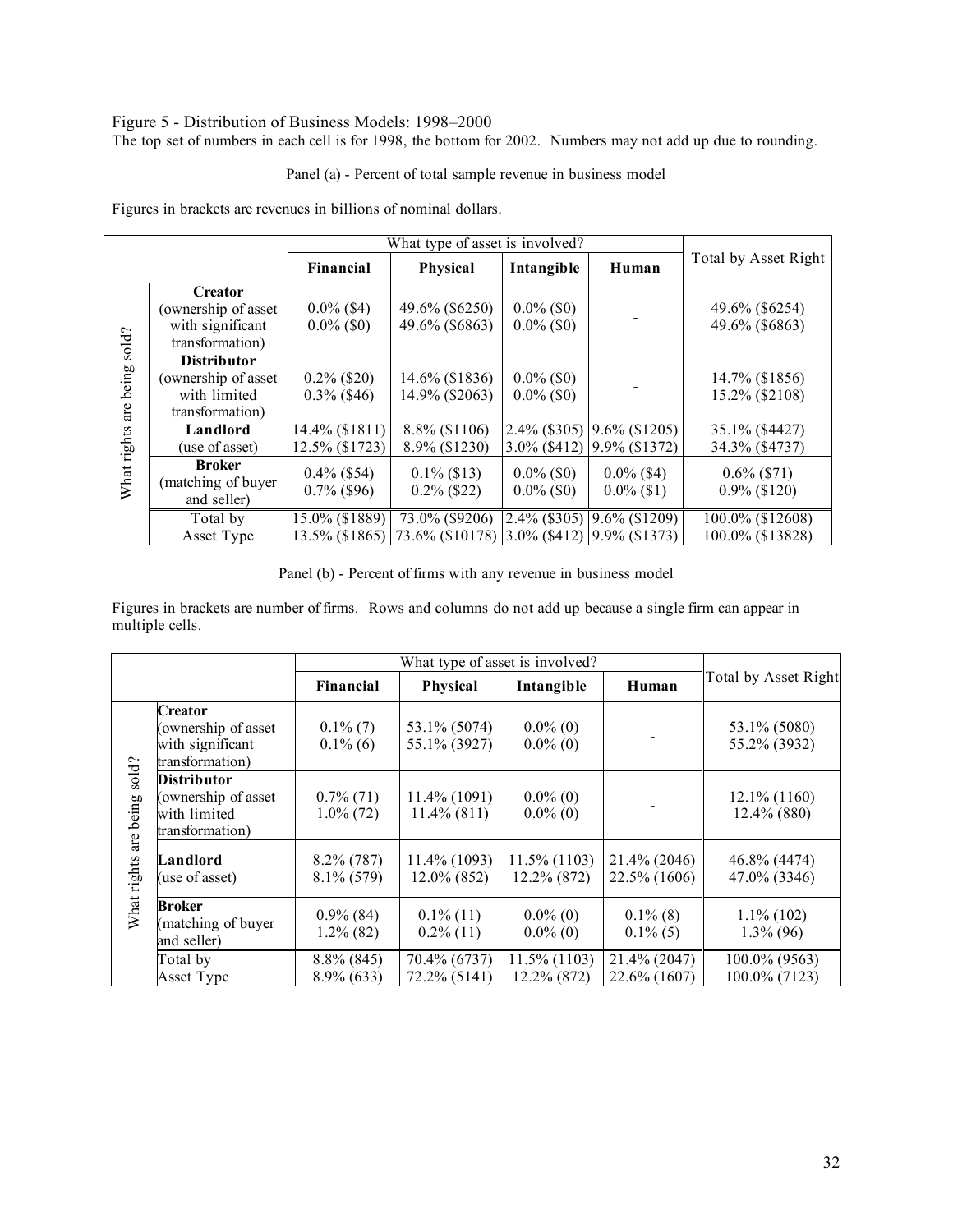Figure 5 - Distribution of Business Models: 1998–2000

The top set of numbers in each cell is for 1998, the bottom for 2002. Numbers may not add up due to rounding.

Panel (a) - Percent of total sample revenue in business model

Figures in brackets are revenues in billions of nominal dollars.

| | | What type of asset is involved? | | | | Total by Asset Right |
|---|---|---|---|---|---|---|
| | | **Financial** | **Physical** | **Intangible** | **Human** | |
| What rights are being sold? | **Creator** (ownership of asset with significant transformation) | 0.0% ($4)<br>0.0% ($0) | 49.6% ($6250)<br>49.6% ($6863) | 0.0% ($0)<br>0.0% ($0) | - | 49.6% ($6254)<br>49.6% ($6863) |
| | **Distributor** (ownership of asset with limited transformation) | 0.2% ($20)<br>0.3% ($46) | 14.6% ($1836)<br>14.9% ($2063) | 0.0% ($0)<br>0.0% ($0) | - | 14.7% ($1856)<br>15.2% ($2108) |
| | **Landlord** (use of asset) | 14.4% ($1811)<br>12.5% ($1723) | 8.8% ($1106)<br>8.9% ($1230) | 2.4% ($305)<br>3.0% ($412) | 9.6% ($1205)<br>9.9% ($1372) | 35.1% ($4427)<br>34.3% ($4737) |
| | **Broker** (matching of buyer and seller) | 0.4% ($54)<br>0.7% ($96) | 0.1% ($13)<br>0.2% ($22) | 0.0% ($0)<br>0.0% ($0) | 0.0% ($4)<br>0.0% ($1) | 0.6% ($71)<br>0.9% ($120) |
| | Total by Asset Type | 15.0% ($1889)<br>13.5% ($1865) | 73.0% ($9206)<br>73.6% ($10178) | 2.4% ($305)<br>3.0% ($412) | 9.6% ($1209)<br>9.9% ($1373) | 100.0% ($12608)<br>100.0% ($13828) |

Panel (b) - Percent of firms with any revenue in business model

Figures in brackets are number of firms. Rows and columns do not add up because a single firm can appear in multiple cells.

| | | What type of asset is involved? | | | | Total by Asset Right |
|---|---|---|---|---|---|---|
| | | **Financial** | **Physical** | **Intangible** | **Human** | |
| What rights are being sold? | **Creator** (ownership of asset with significant transformation) | 0.1% (7)<br>0.1% (6) | 53.1% (5074)<br>55.1% (3927) | 0.0% (0)<br>0.0% (0) | - | 53.1% (5080)<br>55.2% (3932) |
| | **Distributor** (ownership of asset with limited transformation) | 0.7% (71)<br>1.0% (72) | 11.4% (1091)<br>11.4% (811) | 0.0% (0)<br>0.0% (0) | - | 12.1% (1160)<br>12.4% (880) |
| | **Landlord** (use of asset) | 8.2% (787)<br>8.1% (579) | 11.4% (1093)<br>12.0% (852) | 11.5% (1103)<br>12.2% (872) | 21.4% (2046)<br>22.5% (1606) | 46.8% (4474)<br>47.0% (3346) |
| | **Broker** (matching of buyer and seller) | 0.9% (84)<br>1.2% (82) | 0.1% (11)<br>0.2% (11) | 0.0% (0)<br>0.0% (0) | 0.1% (8)<br>0.1% (5) | 1.1% (102)<br>1.3% (96) |
| | Total by Asset Type | 8.8% (845)<br>8.9% (633) | 70.4% (6737)<br>72.2% (5141) | 11.5% (1103)<br>12.2% (872) | 21.4% (2047)<br>22.6% (1607) | 100.0% (9563)<br>100.0% (7123) |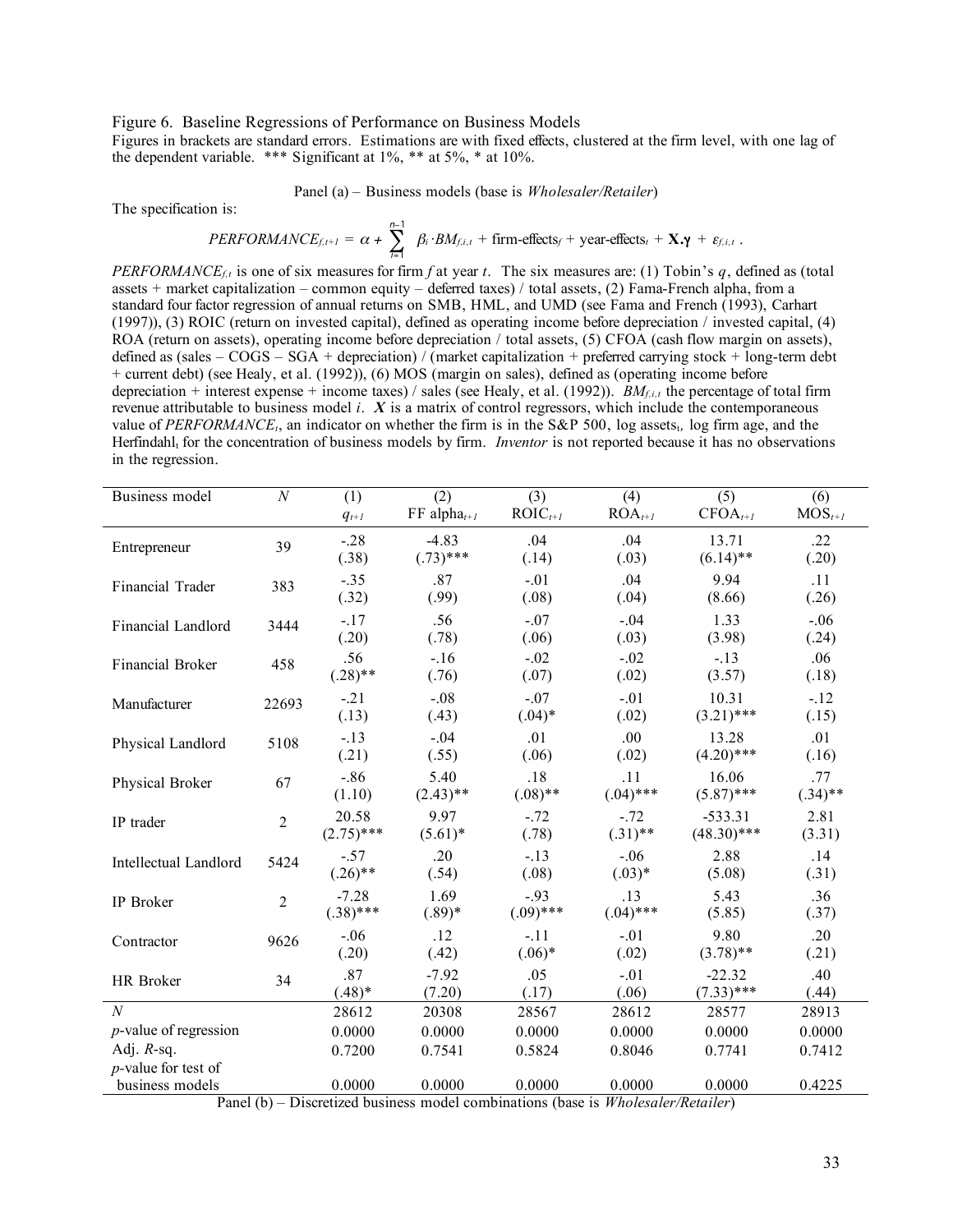Figure 6. Baseline Regressions of Performance on Business Models

Figures in brackets are standard errors. Estimations are with fixed effects, clustered at the firm level, with one lag of the dependent variable. *** Significant at 1%, ** at 5%, * at 10%.

Panel (a) – Business models (base is *Wholesaler/Retailer*)

The specification is:

$$PERFORMANCE_{f,t+1} = \alpha + \sum_{i=1}^{n-1} \beta_i \cdot BM_{f,i,t} + \text{firm-effects}_f + \text{year-effects}_t + \mathbf{X}.\boldsymbol{\gamma} + \varepsilon_{f,i,t} .$$

$PERFORMANCE_{f,t}$ is one of six measures for firm $f$ at year $t$. The six measures are: (1) Tobin's $q$, defined as (total assets + market capitalization – common equity – deferred taxes) / total assets, (2) Fama-French alpha, from a standard four factor regression of annual returns on SMB, HML, and UMD (see Fama and French (1993), Carhart (1997)), (3) ROIC (return on invested capital), defined as operating income before depreciation / invested capital, (4) ROA (return on assets), operating income before depreciation / total assets, (5) CFOA (cash flow margin on assets), defined as (sales – COGS – SGA + depreciation) / (market capitalization + preferred carrying stock + long-term debt + current debt) (see Healy, et al. (1992)), (6) MOS (margin on sales), defined as (operating income before depreciation + interest expense + income taxes) / sales (see Healy, et al. (1992)). $BM_{f,i,t}$ the percentage of total firm revenue attributable to business model $i$. $\boldsymbol{X}$ is a matrix of control regressors, which include the contemporaneous value of $PERFORMANCE_t$, an indicator on whether the firm is in the S&P 500, log assets$_t$, log firm age, and the Herfindahl$_t$ for the concentration of business models by firm. *Inventor* is not reported because it has no observations in the regression.

| Business model | $N$ | (1) $q_{t+1}$ | (2) FF alpha$_{t+1}$ | (3) ROIC$_{t+1}$ | (4) ROA$_{t+1}$ | (5) CFOA$_{t+1}$ | (6) MOS$_{t+1}$ |
|---|---|---|---|---|---|---|---|
| Entrepreneur | 39 | -.28 (.38) | -4.83 (.73)*** | .04 (.14) | .04 (.03) | 13.71 (6.14)** | .22 (.20) |
| Financial Trader | 383 | -.35 (.32) | .87 (.99) | -.01 (.08) | .04 (.04) | 9.94 (8.66) | .11 (.26) |
| Financial Landlord | 3444 | -.17 (.20) | .56 (.78) | -.07 (.06) | -.04 (.03) | 1.33 (3.98) | -.06 (.24) |
| Financial Broker | 458 | .56 (.28)** | -.16 (.76) | -.02 (.07) | -.02 (.02) | -.13 (3.57) | .06 (.18) |
| Manufacturer | 22693 | -.21 (.13) | -.08 (.43) | -.07 (.04)* | -.01 (.02) | 10.31 (3.21)*** | -.12 (.15) |
| Physical Landlord | 5108 | -.13 (.21) | -.04 (.55) | .01 (.06) | .00 (.02) | 13.28 (4.20)*** | .01 (.16) |
| Physical Broker | 67 | -.86 (1.10) | 5.40 (2.43)** | .18 (.08)** | .11 (.04)*** | 16.06 (5.87)*** | .77 (.34)** |
| IP trader | 2 | 20.58 (2.75)*** | 9.97 (5.61)* | -.72 (.78) | -.72 (.31)** | -533.31 (48.30)*** | 2.81 (3.31) |
| Intellectual Landlord | 5424 | -.57 (.26)** | .20 (.54) | -.13 (.08) | -.06 (.03)* | 2.88 (5.08) | .14 (.31) |
| IP Broker | 2 | -7.28 (.38)*** | 1.69 (.89)* | -.93 (.09)*** | .13 (.04)*** | 5.43 (5.85) | .36 (.37) |
| Contractor | 9626 | -.06 (.20) | .12 (.42) | -.11 (.06)* | -.01 (.02) | 9.80 (3.78)** | .20 (.21) |
| HR Broker | 34 | .87 (.48)* | -7.92 (7.20) | .05 (.17) | -.01 (.06) | -22.32 (7.33)*** | .40 (.44) |
| $N$ | | 28612 | 20308 | 28567 | 28612 | 28577 | 28913 |
| $p$-value of regression | | 0.0000 | 0.0000 | 0.0000 | 0.0000 | 0.0000 | 0.0000 |
| Adj. $R$-sq. | | 0.7200 | 0.7541 | 0.5824 | 0.8046 | 0.7741 | 0.7412 |
| $p$-value for test of business models | | 0.0000 | 0.0000 | 0.0000 | 0.0000 | 0.0000 | 0.4225 |

Panel (b) – Discretized business model combinations (base is *Wholesaler/Retailer*)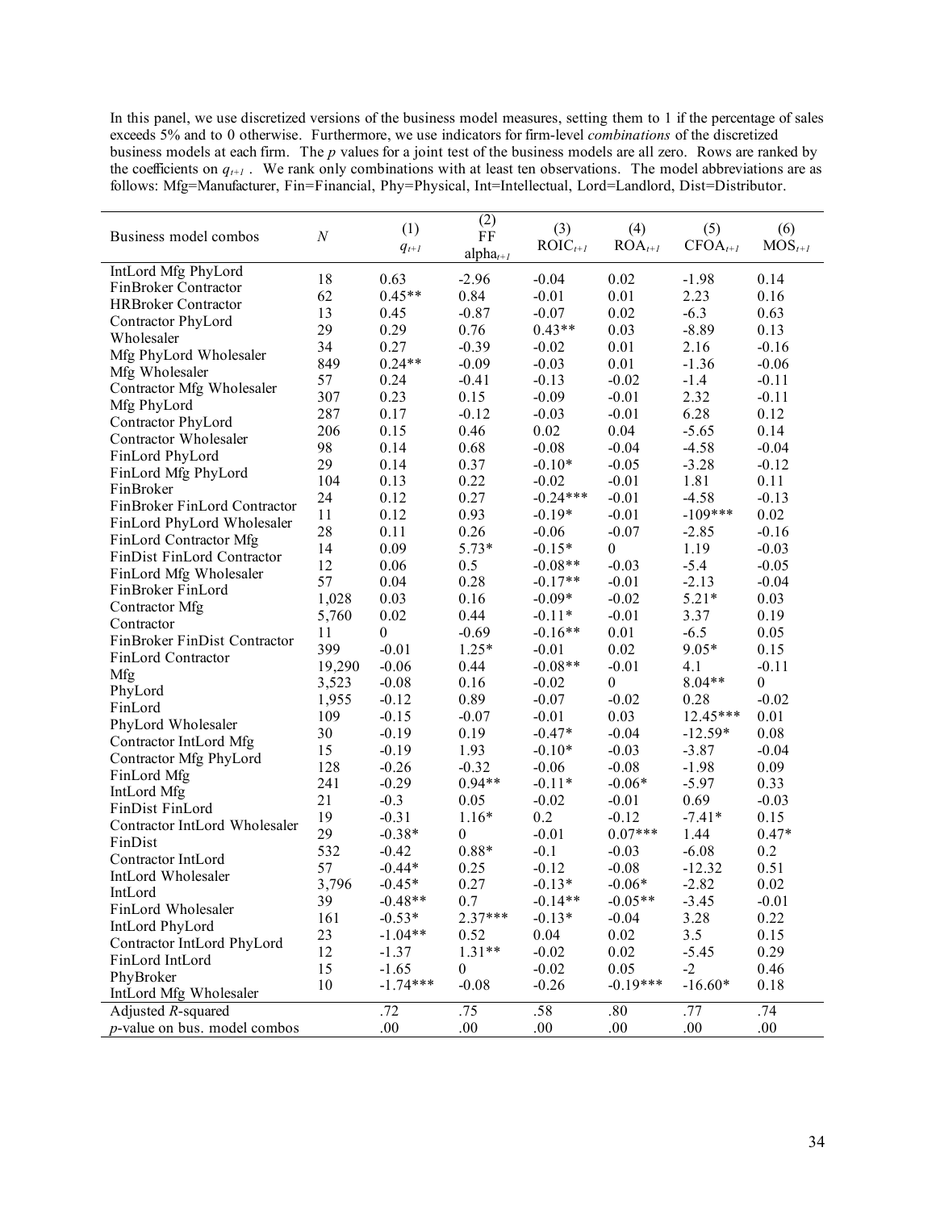In this panel, we use discretized versions of the business model measures, setting them to 1 if the percentage of sales exceeds 5% and to 0 otherwise. Furthermore, we use indicators for firm-level *combinations* of the discretized business models at each firm. The *p* values for a joint test of the business models are all zero. Rows are ranked by the coefficients on $q_{t+1}$. We rank only combinations with at least ten observations. The model abbreviations are as follows: Mfg=Manufacturer, Fin=Financial, Phy=Physical, Int=Intellectual, Lord=Landlord, Dist=Distributor.

| Business model combos | $N$ | (1) $q_{t+1}$ | (2) FF alpha$_{t+1}$ | (3) ROIC$_{t+1}$ | (4) ROA$_{t+1}$ | (5) CFOA$_{t+1}$ | (6) MOS$_{t+1}$ |
|---|---|---|---|---|---|---|---|
| IntLord Mfg PhyLord | 18 | 0.63 | -2.96 | -0.04 | 0.02 | -1.98 | 0.14 |
| FinBroker Contractor | 62 | 0.45** | 0.84 | -0.01 | 0.01 | 2.23 | 0.16 |
| HRBroker Contractor | 13 | 0.45 | -0.87 | -0.07 | 0.02 | -6.3 | 0.63 |
| Contractor PhyLord | 29 | 0.29 | 0.76 | 0.43** | 0.03 | -8.89 | 0.13 |
| Wholesaler | 34 | 0.27 | -0.39 | -0.02 | 0.01 | 2.16 | -0.16 |
| Mfg PhyLord Wholesaler | 849 | 0.24** | -0.09 | -0.03 | 0.01 | -1.36 | -0.06 |
| Mfg Wholesaler | 57 | 0.24 | -0.41 | -0.13 | -0.02 | -1.4 | -0.11 |
| Contractor Mfg Wholesaler | 307 | 0.23 | 0.15 | -0.09 | -0.01 | 2.32 | -0.11 |
| Mfg PhyLord | 287 | 0.17 | -0.12 | -0.03 | -0.01 | 6.28 | 0.12 |
| Contractor PhyLord | 206 | 0.15 | 0.46 | 0.02 | 0.04 | -5.65 | 0.14 |
| Contractor Wholesaler | 98 | 0.14 | 0.68 | -0.08 | -0.04 | -4.58 | -0.04 |
| FinLord PhyLord | 29 | 0.14 | 0.37 | -0.10* | -0.05 | -3.28 | -0.12 |
| FinLord Mfg PhyLord | 104 | 0.13 | 0.22 | -0.02 | -0.01 | 1.81 | 0.11 |
| FinBroker | 24 | 0.12 | 0.27 | -0.24*** | -0.01 | -4.58 | -0.13 |
| FinBroker FinLord Contractor | 11 | 0.12 | 0.93 | -0.19* | -0.01 | -109*** | 0.02 |
| FinLord PhyLord Wholesaler | 28 | 0.11 | 0.26 | -0.06 | -0.07 | -2.85 | -0.16 |
| FinLord Contractor Mfg | 14 | 0.09 | 5.73* | -0.15* | 0 | 1.19 | -0.03 |
| FinDist FinLord Contractor | 12 | 0.06 | 0.5 | -0.08** | -0.03 | -5.4 | -0.05 |
| FinLord Mfg Wholesaler | 57 | 0.04 | 0.28 | -0.17** | -0.01 | -2.13 | -0.04 |
| FinBroker FinLord | 1,028 | 0.03 | 0.16 | -0.09* | -0.02 | 5.21* | 0.03 |
| Contractor Mfg | 5,760 | 0.02 | 0.44 | -0.11* | -0.01 | 3.37 | 0.19 |
| Contractor | 11 | 0 | -0.69 | -0.16** | 0.01 | -6.5 | 0.05 |
| FinBroker FinDist Contractor | 399 | -0.01 | 1.25* | -0.01 | 0.02 | 9.05* | 0.15 |
| FinLord Contractor | 19,290 | -0.06 | 0.44 | -0.08** | -0.01 | 4.1 | -0.11 |
| Mfg | 3,523 | -0.08 | 0.16 | -0.02 | 0 | 8.04** | 0 |
| PhyLord | 1,955 | -0.12 | 0.89 | -0.07 | -0.02 | 0.28 | -0.02 |
| FinLord | 109 | -0.15 | -0.07 | -0.01 | 0.03 | 12.45*** | 0.01 |
| PhyLord Wholesaler | 30 | -0.19 | 0.19 | -0.47* | -0.04 | -12.59* | 0.08 |
| Contractor IntLord Mfg | 15 | -0.19 | 1.93 | -0.10* | -0.03 | -3.87 | -0.04 |
| Contractor Mfg PhyLord | 128 | -0.26 | -0.32 | -0.06 | -0.08 | -1.98 | 0.09 |
| FinLord Mfg | 241 | -0.29 | 0.94** | -0.11* | -0.06* | -5.97 | 0.33 |
| IntLord Mfg | 21 | -0.3 | 0.05 | -0.02 | -0.01 | 0.69 | -0.03 |
| FinDist FinLord | 19 | -0.31 | 1.16* | 0.2 | -0.12 | -7.41* | 0.15 |
| Contractor IntLord Wholesaler | 29 | -0.38* | 0 | -0.01 | 0.07*** | 1.44 | 0.47* |
| FinDist | 532 | -0.42 | 0.88* | -0.1 | -0.03 | -6.08 | 0.2 |
| Contractor IntLord | 57 | -0.44* | 0.25 | -0.12 | -0.08 | -12.32 | 0.51 |
| IntLord Wholesaler | 3,796 | -0.45* | 0.27 | -0.13* | -0.06* | -2.82 | 0.02 |
| IntLord | 39 | -0.48** | 0.7 | -0.14** | -0.05** | -3.45 | -0.01 |
| FinLord Wholesaler | 161 | -0.53* | 2.37*** | -0.13* | -0.04 | 3.28 | 0.22 |
| IntLord PhyLord | 23 | -1.04** | 0.52 | 0.04 | 0.02 | 3.5 | 0.15 |
| Contractor IntLord PhyLord | 12 | -1.37 | 1.31** | -0.02 | 0.02 | -5.45 | 0.29 |
| FinLord IntLord | 15 | -1.65 | 0 | -0.02 | 0.05 | -2 | 0.46 |
| PhyBroker | 10 | -1.74*** | -0.08 | -0.26 | -0.19*** | -16.60* | 0.18 |
| IntLord Mfg Wholesaler | | | | | | | |
| Adjusted $R$-squared | | .72 | .75 | .58 | .80 | .77 | .74 |
| $p$-value on bus. model combos | | .00 | .00 | .00 | .00 | .00 | .00 |